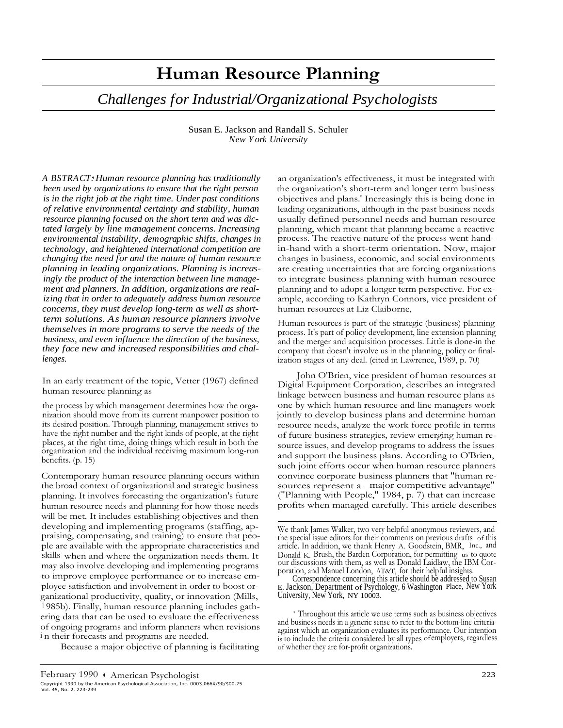# Human Resource Planning

## *Challenges for Industrial/Organizational Psychologists*

Susan E. Jackson and Randall S. Schuler
*New York University*

*ABSTRACT: Human resource planning has traditionally been used by organizations to ensure that the right person is in the right job at the right time. Under past conditions of relative environmental certainty and stability, human resource planning focused on the short term and was dictated largely by line management concerns. Increasing environmental instability, demographic shifts, changes in technology, and heightened international competition are changing the need for and the nature of human resource planning in leading organizations. Planning is increasingly the product of the interaction between line management and planners. In addition, organizations are realizing that in order to adequately address human resource concerns, they must develop long-term as well as short-term solutions. As human resource planners involve themselves in more programs to serve the needs of the business, and even influence the direction of the business, they face new and increased responsibilities and challenges.*

In an early treatment of the topic, Vetter (1967) defined human resource planning as

> the process by which management determines how the organization should move from its current manpower position to its desired position. Through planning, management strives to have the right number and the right kinds of people, at the right places, at the right time, doing things which result in both the organization and the individual receiving maximum long-run benefits. (p. 15)

Contemporary human resource planning occurs within the broad context of organizational and strategic business planning. It involves forecasting the organization's future human resource needs and planning for how those needs will be met. It includes establishing objectives and then developing and implementing programs (staffing, appraising, compensating, and training) to ensure that people are available with the appropriate characteristics and skills when and where the organization needs them. It may also involve developing and implementing programs to improve employee performance or to increase employee satisfaction and involvement in order to boost organizational productivity, quality, or innovation (Mills, 1985b). Finally, human resource planning includes gathering data that can be used to evaluate the effectiveness of ongoing programs and inform planners when revisions in their forecasts and programs are needed.

Because a major objective of planning is facilitating an organization's effectiveness, it must be integrated with the organization's short-term and longer term business objectives and plans.[1] Increasingly this is being done in leading organizations, although in the past business needs usually defined personnel needs and human resource planning, which meant that planning became a reactive process. The reactive nature of the process went hand-in-hand with a short-term orientation. Now, major changes in business, economic, and social environments are creating uncertainties that are forcing organizations to integrate business planning with human resource planning and to adopt a longer term perspective. For example, according to Kathryn Connors, vice president of human resources at Liz Claiborne,

> Human resources is part of the strategic (business) planning process. It's part of policy development, line extension planning and the merger and acquisition processes. Little is done-in the company that doesn't involve us in the planning, policy or finalization stages of any deal. (cited in Lawrence, 1989, p. 70)

John O'Brien, vice president of human resources at Digital Equipment Corporation, describes an integrated linkage between business and human resource plans as one by which human resource and line managers work jointly to develop business plans and determine human resource needs, analyze the work force profile in terms of future business strategies, review emerging human resource issues, and develop programs to address the issues and support the business plans. According to O'Brien, such joint efforts occur when human resource planners convince corporate business planners that "human resources represent a major competitive advantage" ("Planning with People," 1984, p. 7) that can increase profits when managed carefully. This article describes

---

We thank James Walker, two very helpful anonymous reviewers, and the special issue editors for their comments on previous drafts of this article. In addition, we thank Henry A. Goodstein, BMR, Inc., and Donald K. Brush, the Barden Corporation, for permitting us to quote our discussions with them, as well as Donald Laidlaw, the IBM Corporation, and Manuel London, AT&T, for their helpful insights.

Correspondence concerning this article should be addressed to Susan E. Jackson, Department of Psychology, 6 Washington Place, New York University, New York, NY 10003.

[1] Throughout this article we use terms such as business objectives and business needs in a generic sense to refer to the bottom-line criteria against which an organization evaluates its performance. Our intention is to include the criteria considered by all types of employers, regardless of whether they are for-profit organizations.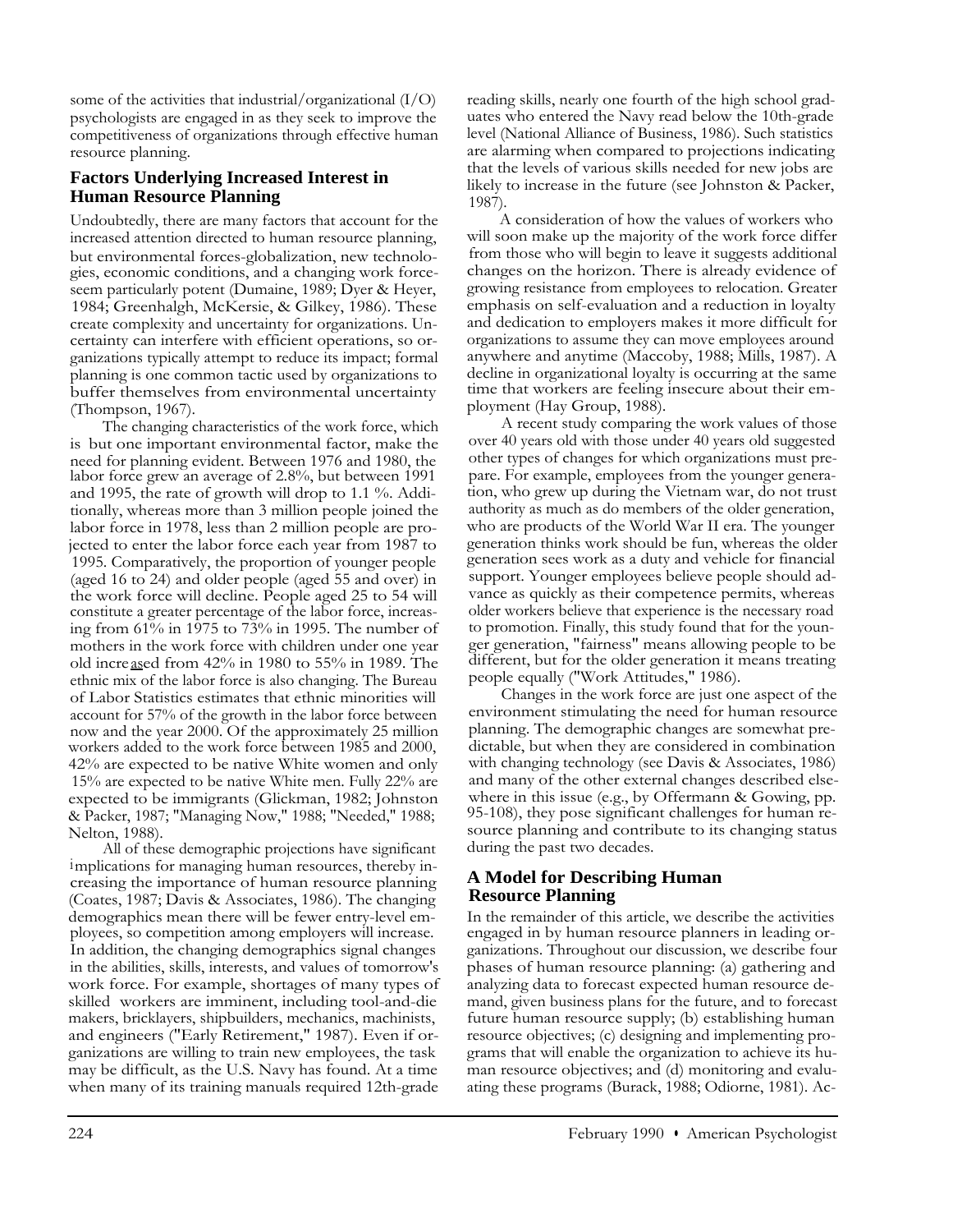some of the activities that industrial/organizational (I/O) psychologists are engaged in as they seek to improve the competitiveness of organizations through effective human resource planning.

## Factors Underlying Increased Interest in Human Resource Planning

Undoubtedly, there are many factors that account for the increased attention directed to human resource planning, but environmental forces-globalization, new technologies, economic conditions, and a changing work force-seem particularly potent (Dumaine, 1989; Dyer & Heyer, 1984; Greenhalgh, McKersie, & Gilkey, 1986). These create complexity and uncertainty for organizations. Uncertainty can interfere with efficient operations, so organizations typically attempt to reduce its impact; formal planning is one common tactic used by organizations to buffer themselves from environmental uncertainty (Thompson, 1967).

The changing characteristics of the work force, which is but one important environmental factor, make the need for planning evident. Between 1976 and 1980, the labor force grew an average of 2.8%, but between 1991 and 1995, the rate of growth will drop to 1.1 %. Additionally, whereas more than 3 million people joined the labor force in 1978, less than 2 million people are projected to enter the labor force each year from 1987 to 1995. Comparatively, the proportion of younger people (aged 16 to 24) and older people (aged 55 and over) in the work force will decline. People aged 25 to 54 will constitute a greater percentage of the labor force, increasing from 61% in 1975 to 73% in 1995. The number of mothers in the work force with children under one year old increased from 42% in 1980 to 55% in 1989. The ethnic mix of the labor force is also changing. The Bureau of Labor Statistics estimates that ethnic minorities will account for 57% of the growth in the labor force between now and the year 2000. Of the approximately 25 million workers added to the work force between 1985 and 2000, 42% are expected to be native White women and only 15% are expected to be native White men. Fully 22% are expected to be immigrants (Glickman, 1982; Johnston & Packer, 1987; "Managing Now," 1988; "Needed," 1988; Nelton, 1988).

All of these demographic projections have significant implications for managing human resources, thereby increasing the importance of human resource planning (Coates, 1987; Davis & Associates, 1986). The changing demographics mean there will be fewer entry-level employees, so competition among employers will increase. In addition, the changing demographics signal changes in the abilities, skills, interests, and values of tomorrow's work force. For example, shortages of many types of skilled workers are imminent, including tool-and-die makers, bricklayers, shipbuilders, mechanics, machinists, and engineers ("Early Retirement," 1987). Even if organizations are willing to train new employees, the task may be difficult, as the U.S. Navy has found. At a time when many of its training manuals required 12th-grade reading skills, nearly one fourth of the high school graduates who entered the Navy read below the 10th-grade level (National Alliance of Business, 1986). Such statistics are alarming when compared to projections indicating that the levels of various skills needed for new jobs are likely to increase in the future (see Johnston & Packer, 1987).

A consideration of how the values of workers who will soon make up the majority of the work force differ from those who will begin to leave it suggests additional changes on the horizon. There is already evidence of growing resistance from employees to relocation. Greater emphasis on self-evaluation and a reduction in loyalty and dedication to employers makes it more difficult for organizations to assume they can move employees around anywhere and anytime (Maccoby, 1988; Mills, 1987). A decline in organizational loyalty is occurring at the same time that workers are feeling insecure about their employment (Hay Group, 1988).

A recent study comparing the work values of those over 40 years old with those under 40 years old suggested other types of changes for which organizations must prepare. For example, employees from the younger generation, who grew up during the Vietnam war, do not trust authority as much as do members of the older generation, who are products of the World War II era. The younger generation thinks work should be fun, whereas the older generation sees work as a duty and vehicle for financial support. Younger employees believe people should advance as quickly as their competence permits, whereas older workers believe that experience is the necessary road to promotion. Finally, this study found that for the younger generation, "fairness" means allowing people to be different, but for the older generation it means treating people equally ("Work Attitudes," 1986).

Changes in the work force are just one aspect of the environment stimulating the need for human resource planning. The demographic changes are somewhat predictable, but when they are considered in combination with changing technology (see Davis & Associates, 1986) and many of the other external changes described elsewhere in this issue (e.g., by Offermann & Gowing, pp. 95-108), they pose significant challenges for human resource planning and contribute to its changing status during the past two decades.

## A Model for Describing Human Resource Planning

In the remainder of this article, we describe the activities engaged in by human resource planners in leading organizations. Throughout our discussion, we describe four phases of human resource planning: (a) gathering and analyzing data to forecast expected human resource demand, given business plans for the future, and to forecast future human resource supply; (b) establishing human resource objectives; (c) designing and implementing programs that will enable the organization to achieve its human resource objectives; and (d) monitoring and evaluating these programs (Burack, 1988; Odiorne, 1981). Ac-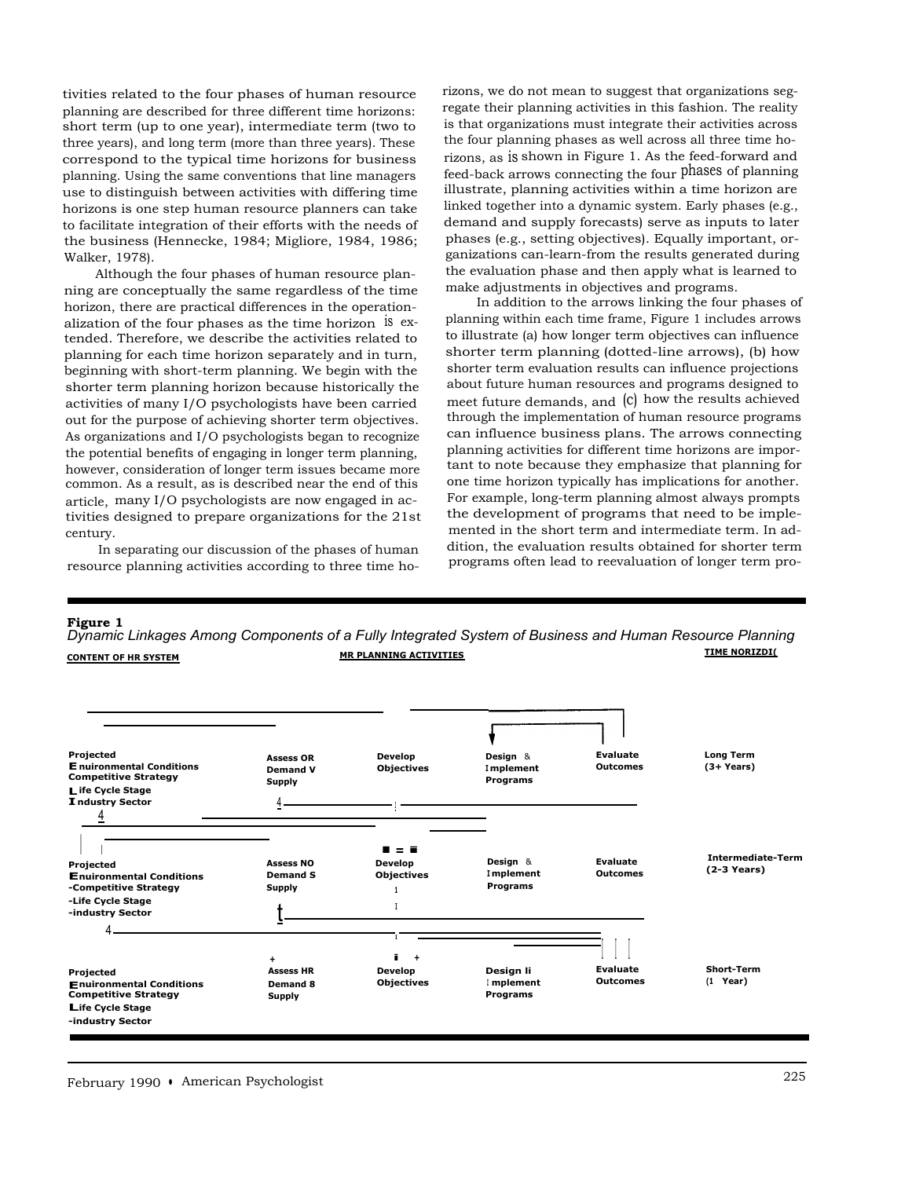tivities related to the four phases of human resource planning are described for three different time horizons: short term (up to one year), intermediate term (two to three years), and long term (more than three years). These correspond to the typical time horizons for business planning. Using the same conventions that line managers use to distinguish between activities with differing time horizons is one step human resource planners can take to facilitate integration of their efforts with the needs of the business (Hennecke, 1984; Migliore, 1984, 1986; Walker, 1978).

Although the four phases of human resource planning are conceptually the same regardless of the time horizon, there are practical differences in the operationalization of the four phases as the time horizon is extended. Therefore, we describe the activities related to planning for each time horizon separately and in turn, beginning with short-term planning. We begin with the shorter term planning horizon because historically the activities of many I/O psychologists have been carried out for the purpose of achieving shorter term objectives. As organizations and I/O psychologists began to recognize the potential benefits of engaging in longer term planning, however, consideration of longer term issues became more common. As a result, as is described near the end of this article, many I/O psychologists are now engaged in activities designed to prepare organizations for the 21st century.

In separating our discussion of the phases of human resource planning activities according to three time horizons, we do not mean to suggest that organizations segregate their planning activities in this fashion. The reality is that organizations must integrate their activities across the four planning phases as well across all three time horizons, as is shown in Figure 1. As the feed-forward and feed-back arrows connecting the four phases of planning illustrate, planning activities within a time horizon are linked together into a dynamic system. Early phases (e.g., demand and supply forecasts) serve as inputs to later phases (e.g., setting objectives). Equally important, organizations can-learn-from the results generated during the evaluation phase and then apply what is learned to make adjustments in objectives and programs.

In addition to the arrows linking the four phases of planning within each time frame, Figure 1 includes arrows to illustrate (a) how longer term objectives can influence shorter term planning (dotted-line arrows), (b) how shorter term evaluation results can influence projections about future human resources and programs designed to meet future demands, and (c) how the results achieved through the implementation of human resource programs can influence business plans. The arrows connecting planning activities for different time horizons are important to note because they emphasize that planning for one time horizon typically has implications for another. For example, long-term planning almost always prompts the development of programs that need to be implemented in the short term and intermediate term. In addition, the evaluation results obtained for shorter term programs often lead to reevaluation of longer term pro-

**Figure 1**
*Dynamic Linkages Among Components of a Fully Integrated System of Business and Human Resource Planning*

CONTENT OF HR SYSTEM

MR PLANNING ACTIVITIES

TIME NORIZDI(

Projected
Enuironmental Conditions
Competitive Strategy
Life Cycle Stage
Industry Sector

Assess OR
Demand V
Supply

Develop
Objectives

Design &
Implement
Programs

Evaluate
Outcomes

Long Term
(3+ Years)

Projected
Enuironmental Conditions
-Competitive Strategy
-Life Cycle Stage
-industry Sector

Assess NO
Demand S
Supply

Develop
Objectives

Design &
Implement
Programs

Evaluate
Outcomes

Intermediate-Term
(2-3 Years)

Projected
Enuironmental Conditions
Competitive Strategy
Life Cycle Stage
-industry Sector

Assess HR
Demand 8
Supply

Develop
Objectives

Design li
Implement
Programs

Evaluate
Outcomes

Short-Term
(1 Year)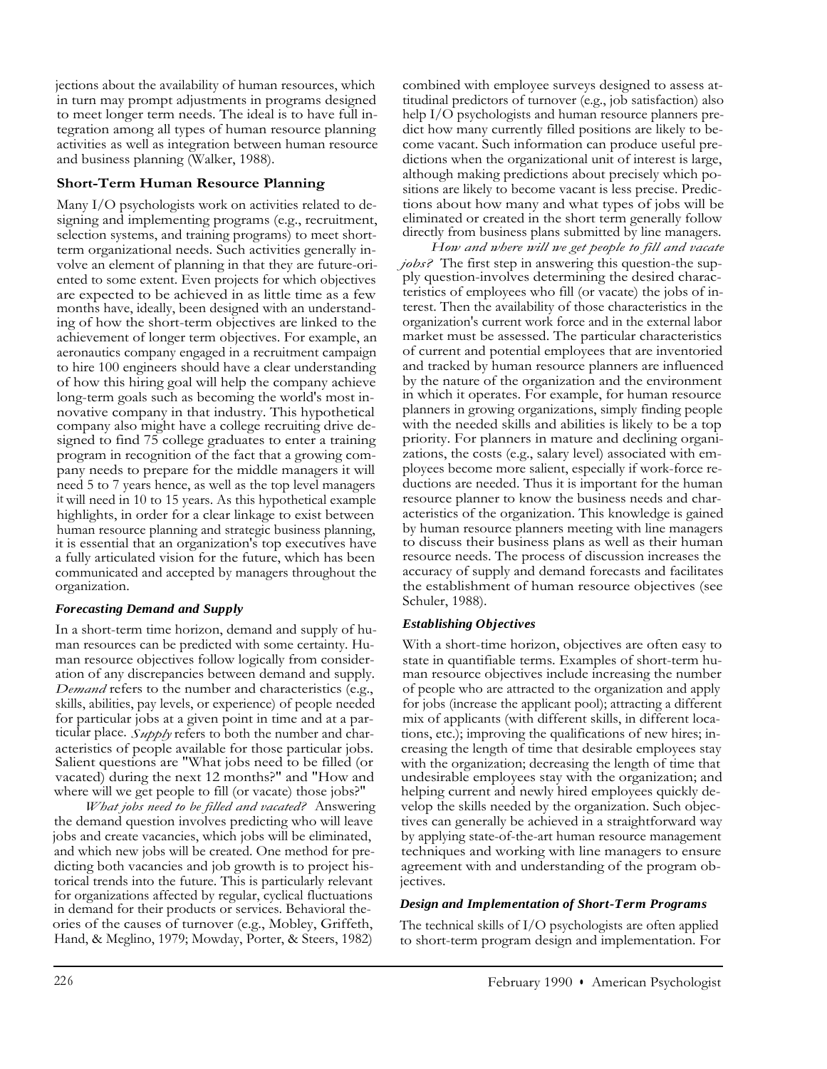jections about the availability of human resources, which in turn may prompt adjustments in programs designed to meet longer term needs. The ideal is to have full integration among all types of human resource planning activities as well as integration between human resource and business planning (Walker, 1988).

## Short-Term Human Resource Planning

Many I/O psychologists work on activities related to designing and implementing programs (e.g., recruitment, selection systems, and training programs) to meet short-term organizational needs. Such activities generally involve an element of planning in that they are future-oriented to some extent. Even projects for which objectives are expected to be achieved in as little time as a few months have, ideally, been designed with an understanding of how the short-term objectives are linked to the achievement of longer term objectives. For example, an aeronautics company engaged in a recruitment campaign to hire 100 engineers should have a clear understanding of how this hiring goal will help the company achieve long-term goals such as becoming the world's most innovative company in that industry. This hypothetical company also might have a college recruiting drive designed to find 75 college graduates to enter a training program in recognition of the fact that a growing company needs to prepare for the middle managers it will need 5 to 7 years hence, as well as the top level managers it will need in 10 to 15 years. As this hypothetical example highlights, in order for a clear linkage to exist between human resource planning and strategic business planning, it is essential that an organization's top executives have a fully articulated vision for the future, which has been communicated and accepted by managers throughout the organization.

### Forecasting Demand and Supply

In a short-term time horizon, demand and supply of human resources can be predicted with some certainty. Human resource objectives follow logically from consideration of any discrepancies between demand and supply. *Demand* refers to the number and characteristics (e.g., skills, abilities, pay levels, or experience) of people needed for particular jobs at a given point in time and at a particular place. *Supply* refers to both the number and characteristics of people available for those particular jobs. Salient questions are "What jobs need to be filled (or vacated) during the next 12 months?" and "How and where will we get people to fill (or vacate) those jobs?"

*What jobs need to be filled and vacated?* Answering the demand question involves predicting who will leave jobs and create vacancies, which jobs will be eliminated, and which new jobs will be created. One method for predicting both vacancies and job growth is to project historical trends into the future. This is particularly relevant for organizations affected by regular, cyclical fluctuations in demand for their products or services. Behavioral theories of the causes of turnover (e.g., Mobley, Griffeth, Hand, & Meglino, 1979; Mowday, Porter, & Steers, 1982) combined with employee surveys designed to assess attitudinal predictors of turnover (e.g., job satisfaction) also help I/O psychologists and human resource planners predict how many currently filled positions are likely to become vacant. Such information can produce useful predictions when the organizational unit of interest is large, although making predictions about precisely which positions are likely to become vacant is less precise. Predictions about how many and what types of jobs will be eliminated or created in the short term generally follow directly from business plans submitted by line managers.

*How and where will we get people to fill and vacate jobs?* The first step in answering this question-the supply question-involves determining the desired characteristics of employees who fill (or vacate) the jobs of interest. Then the availability of those characteristics in the organization's current work force and in the external labor market must be assessed. The particular characteristics of current and potential employees that are inventoried and tracked by human resource planners are influenced by the nature of the organization and the environment in which it operates. For example, for human resource planners in growing organizations, simply finding people with the needed skills and abilities is likely to be a top priority. For planners in mature and declining organizations, the costs (e.g., salary level) associated with employees become more salient, especially if work-force reductions are needed. Thus it is important for the human resource planner to know the business needs and characteristics of the organization. This knowledge is gained by human resource planners meeting with line managers to discuss their business plans as well as their human resource needs. The process of discussion increases the accuracy of supply and demand forecasts and facilitates the establishment of human resource objectives (see Schuler, 1988).

### Establishing Objectives

With a short-time horizon, objectives are often easy to state in quantifiable terms. Examples of short-term human resource objectives include increasing the number of people who are attracted to the organization and apply for jobs (increase the applicant pool); attracting a different mix of applicants (with different skills, in different locations, etc.); improving the qualifications of new hires; increasing the length of time that desirable employees stay with the organization; decreasing the length of time that undesirable employees stay with the organization; and helping current and newly hired employees quickly develop the skills needed by the organization. Such objectives can generally be achieved in a straightforward way by applying state-of-the-art human resource management techniques and working with line managers to ensure agreement with and understanding of the program objectives.

### Design and Implementation of Short-Term Programs

The technical skills of I/O psychologists are often applied to short-term program design and implementation. For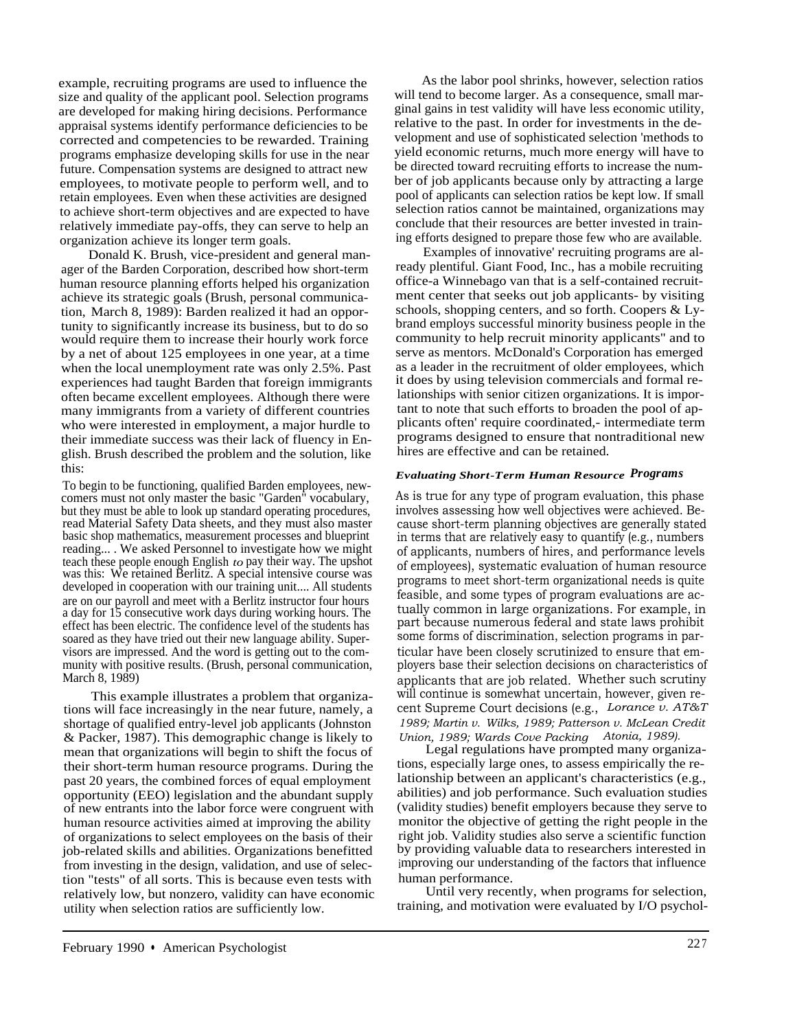example, recruiting programs are used to influence the size and quality of the applicant pool. Selection programs are developed for making hiring decisions. Performance appraisal systems identify performance deficiencies to be corrected and competencies to be rewarded. Training programs emphasize developing skills for use in the near future. Compensation systems are designed to attract new employees, to motivate people to perform well, and to retain employees. Even when these activities are designed to achieve short-term objectives and are expected to have relatively immediate pay-offs, they can serve to help an organization achieve its longer term goals.

Donald K. Brush, vice-president and general manager of the Barden Corporation, described how short-term human resource planning efforts helped his organization achieve its strategic goals (Brush, personal communication, March 8, 1989): Barden realized it had an opportunity to significantly increase its business, but to do so would require them to increase their hourly work force by a net of about 125 employees in one year, at a time when the local unemployment rate was only 2.5%. Past experiences had taught Barden that foreign immigrants often became excellent employees. Although there were many immigrants from a variety of different countries who were interested in employment, a major hurdle to their immediate success was their lack of fluency in English. Brush described the problem and the solution, like this:

> To begin to be functioning, qualified Barden employees, newcomers must not only master the basic "Garden" vocabulary, but they must be able to look up standard operating procedures, read Material Safety Data sheets, and they must also master basic shop mathematics, measurement processes and blueprint reading... . We asked Personnel to investigate how we might teach these people enough English *to* pay their way. The upshot was this: We retained Berlitz. A special intensive course was developed in cooperation with our training unit.... All students are on our payroll and meet with a Berlitz instructor four hours a day for 15 consecutive work days during working hours. The effect has been electric. The confidence level of the students has soared as they have tried out their new language ability. Supervisors are impressed. And the word is getting out to the community with positive results. (Brush, personal communication, March 8, 1989)

This example illustrates a problem that organizations will face increasingly in the near future, namely, a shortage of qualified entry-level job applicants (Johnston & Packer, 1987). This demographic change is likely to mean that organizations will begin to shift the focus of their short-term human resource programs. During the past 20 years, the combined forces of equal employment opportunity (EEO) legislation and the abundant supply of new entrants into the labor force were congruent with human resource activities aimed at improving the ability of organizations to select employees on the basis of their job-related skills and abilities. Organizations benefitted from investing in the design, validation, and use of selection "tests" of all sorts. This is because even tests with relatively low, but nonzero, validity can have economic utility when selection ratios are sufficiently low.

As the labor pool shrinks, however, selection ratios will tend to become larger. As a consequence, small marginal gains in test validity will have less economic utility, relative to the past. In order for investments in the development and use of sophisticated selection 'methods to yield economic returns, much more energy will have to be directed toward recruiting efforts to increase the number of job applicants because only by attracting a large pool of applicants can selection ratios be kept low. If small selection ratios cannot be maintained, organizations may conclude that their resources are better invested in training efforts designed to prepare those few who are available.

Examples of innovative' recruiting programs are already plentiful. Giant Food, Inc., has a mobile recruiting office-a Winnebago van that is a self-contained recruitment center that seeks out job applicants- by visiting schools, shopping centers, and so forth. Coopers & Lybrand employs successful minority business people in the community to help recruit minority applicants" and to serve as mentors. McDonald's Corporation has emerged as a leader in the recruitment of older employees, which it does by using television commercials and formal relationships with senior citizen organizations. It is important to note that such efforts to broaden the pool of applicants often' require coordinated,- intermediate term programs designed to ensure that nontraditional new hires are effective and can be retained.

#### *Evaluating Short-Term Human Resource Programs*

As is true for any type of program evaluation, this phase involves assessing how well objectives were achieved. Because short-term planning objectives are generally stated in terms that are relatively easy to quantify (e.g., numbers of applicants, numbers of hires, and performance levels of employees), systematic evaluation of human resource programs to meet short-term organizational needs is quite feasible, and some types of program evaluations are actually common in large organizations. For example, in part because numerous federal and state laws prohibit some forms of discrimination, selection programs in particular have been closely scrutinized to ensure that employers base their selection decisions on characteristics of applicants that are job related. Whether such scrutiny will continue is somewhat uncertain, however, given recent Supreme Court decisions (e.g., *Lorance v. AT&T 1989; Martin v. Wilks, 1989; Patterson v. McLean Credit Union, 1989; Wards Cove Packing Atonia, 1989).*

Legal regulations have prompted many organizations, especially large ones, to assess empirically the relationship between an applicant's characteristics (e.g., abilities) and job performance. Such evaluation studies (validity studies) benefit employers because they serve to monitor the objective of getting the right people in the right job. Validity studies also serve a scientific function by providing valuable data to researchers interested in improving our understanding of the factors that influence human performance.

Until very recently, when programs for selection, training, and motivation were evaluated by I/O psychol-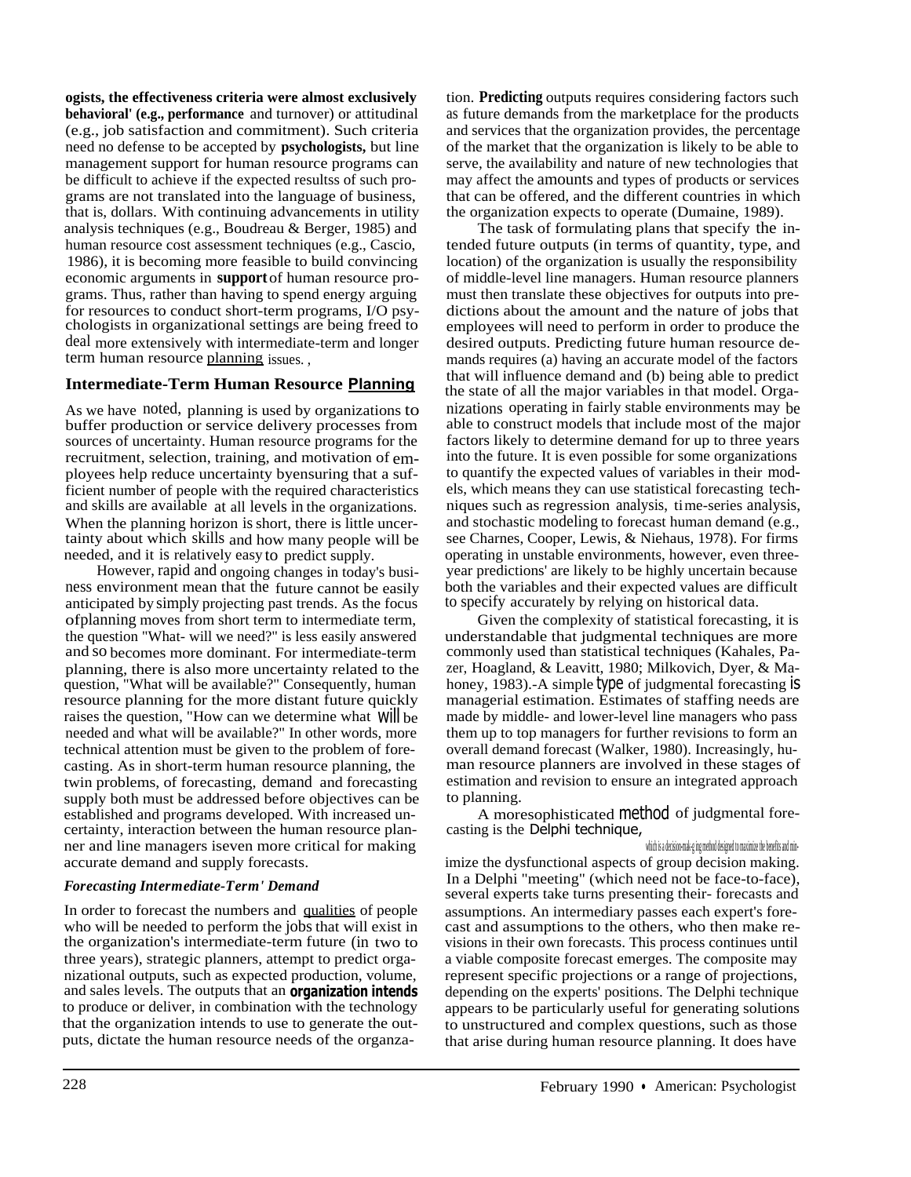ogists, the effectiveness criteria were almost exclusively behavioral' (e.g., performance and turnover) or attitudinal (e.g., job satisfaction and commitment). Such criteria need no defense to be accepted by psychologists, but line management support for human resource programs can be difficult to achieve if the expected resultss of such programs are not translated into the language of business, that is, dollars. With continuing advancements in utility analysis techniques (e.g., Boudreau & Berger, 1985) and human resource cost assessment techniques (e.g., Cascio, 1986), it is becoming more feasible to build convincing economic arguments in support of human resource programs. Thus, rather than having to spend energy arguing for resources to conduct short-term programs, I/O psychologists in organizational settings are being freed to deal more extensively with intermediate-term and longer term human resource planning issues.

## Intermediate-Term Human Resource Planning

As we have noted, planning is used by organizations to buffer production or service delivery processes from sources of uncertainty. Human resource programs for the recruitment, selection, training, and motivation of employees help reduce uncertainty byensuring that a sufficient number of people with the required characteristics and skills are available at all levels in the organizations. When the planning horizon is short, there is little uncertainty about which skills and how many people will be needed, and it is relatively easy to predict supply.

However, rapid and ongoing changes in today's business environment mean that the future cannot be easily anticipated by simply projecting past trends. As the focus ofplanning moves from short term to intermediate term, the question "What- will we need?" is less easily answered and so becomes more dominant. For intermediate-term planning, there is also more uncertainty related to the question, "What will be available?" Consequently, human resource planning for the more distant future quickly raises the question, "How can we determine what will be needed and what will be available?" In other words, more technical attention must be given to the problem of forecasting. As in short-term human resource planning, the twin problems, of forecasting, demand and forecasting supply both must be addressed before objectives can be established and programs developed. With increased uncertainty, interaction between the human resource planner and line managers iseven more critical for making accurate demand and supply forecasts.

### *Forecasting Intermediate-Term' Demand*

In order to forecast the numbers and qualities of people who will be needed to perform the jobs that will exist in the organization's intermediate-term future (in two to three years), strategic planners, attempt to predict organizational outputs, such as expected production, volume, and sales levels. The outputs that an organization intends to produce or deliver, in combination with the technology that the organization intends to use to generate the outputs, dictate the human resource needs of the organization. Predicting outputs requires considering factors such as future demands from the marketplace for the products and services that the organization provides, the percentage of the market that the organization is likely to be able to serve, the availability and nature of new technologies that may affect the amounts and types of products or services that can be offered, and the different countries in which the organization expects to operate (Dumaine, 1989).

The task of formulating plans that specify the intended future outputs (in terms of quantity, type, and location) of the organization is usually the responsibility of middle-level line managers. Human resource planners must then translate these objectives for outputs into predictions about the amount and the nature of jobs that employees will need to perform in order to produce the desired outputs. Predicting future human resource demands requires (a) having an accurate model of the factors that will influence demand and (b) being able to predict the state of all the major variables in that model. Organizations operating in fairly stable environments may be able to construct models that include most of the major factors likely to determine demand for up to three years into the future. It is even possible for some organizations to quantify the expected values of variables in their models, which means they can use statistical forecasting techniques such as regression analysis, time-series analysis, and stochastic modeling to forecast human demand (e.g., see Charnes, Cooper, Lewis, & Niehaus, 1978). For firms operating in unstable environments, however, even three-year predictions' are likely to be highly uncertain because both the variables and their expected values are difficult to specify accurately by relying on historical data.

Given the complexity of statistical forecasting, it is understandable that judgmental techniques are more commonly used than statistical techniques (Kahales, Pazer, Hoagland, & Leavitt, 1980; Milkovich, Dyer, & Mahoney, 1983).-A simple type of judgmental forecasting is managerial estimation. Estimates of staffing needs are made by middle- and lower-level line managers who pass them up to top managers for further revisions to form an overall demand forecast (Walker, 1980). Increasingly, human resource planners are involved in these stages of estimation and revision to ensure an integrated approach to planning.

A moresophisticated method of judgmental forecasting is the Delphi technique, which is a decision-making method designed to maximize the benefits and minimize the dysfunctional aspects of group decision making. In a Delphi "meeting" (which need not be face-to-face), several experts take turns presenting their- forecasts and assumptions. An intermediary passes each expert's forecast and assumptions to the others, who then make revisions in their own forecasts. This process continues until a viable composite forecast emerges. The composite may represent specific projections or a range of projections, depending on the experts' positions. The Delphi technique appears to be particularly useful for generating solutions to unstructured and complex questions, such as those that arise during human resource planning. It does have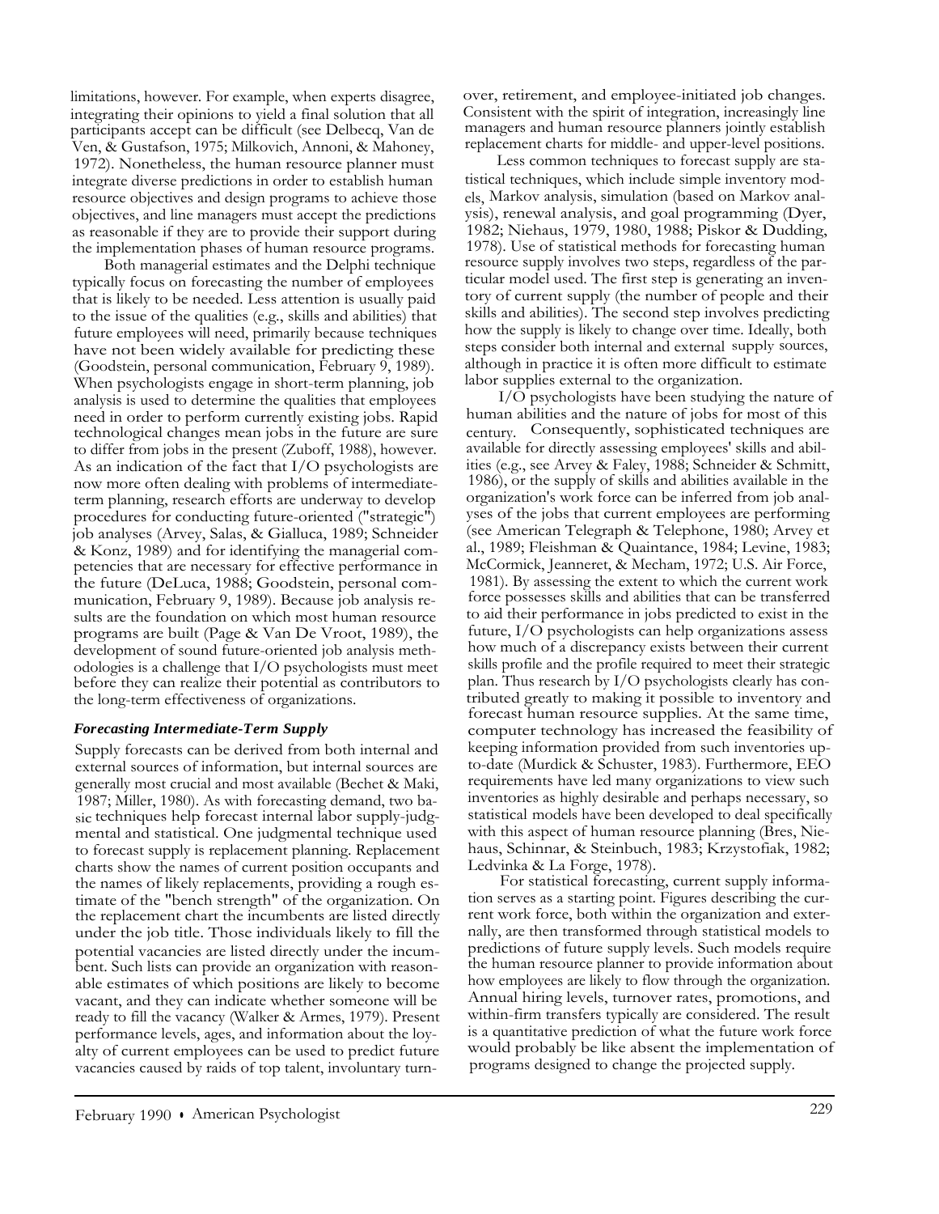limitations, however. For example, when experts disagree, integrating their opinions to yield a final solution that all participants accept can be difficult (see Delbecq, Van de Ven, & Gustafson, 1975; Milkovich, Annoni, & Mahoney, 1972). Nonetheless, the human resource planner must integrate diverse predictions in order to establish human resource objectives and design programs to achieve those objectives, and line managers must accept the predictions as reasonable if they are to provide their support during the implementation phases of human resource programs.

Both managerial estimates and the Delphi technique typically focus on forecasting the number of employees that is likely to be needed. Less attention is usually paid to the issue of the qualities (e.g., skills and abilities) that future employees will need, primarily because techniques have not been widely available for predicting these (Goodstein, personal communication, February 9, 1989). When psychologists engage in short-term planning, job analysis is used to determine the qualities that employees need in order to perform currently existing jobs. Rapid technological changes mean jobs in the future are sure to differ from jobs in the present (Zuboff, 1988), however. As an indication of the fact that I/O psychologists are now more often dealing with problems of intermediate-term planning, research efforts are underway to develop procedures for conducting future-oriented ("strategic") job analyses (Arvey, Salas, & Gialluca, 1989; Schneider & Konz, 1989) and for identifying the managerial competencies that are necessary for effective performance in the future (DeLuca, 1988; Goodstein, personal communication, February 9, 1989). Because job analysis results are the foundation on which most human resource programs are built (Page & Van De Vroot, 1989), the development of sound future-oriented job analysis methodologies is a challenge that I/O psychologists must meet before they can realize their potential as contributors to the long-term effectiveness of organizations.

### *Forecasting Intermediate-Term Supply*

Supply forecasts can be derived from both internal and external sources of information, but internal sources are generally most crucial and most available (Bechet & Maki, 1987; Miller, 1980). As with forecasting demand, two basic techniques help forecast internal labor supply-judgmental and statistical. One judgmental technique used to forecast supply is replacement planning. Replacement charts show the names of current position occupants and the names of likely replacements, providing a rough estimate of the "bench strength" of the organization. On the replacement chart the incumbents are listed directly under the job title. Those individuals likely to fill the potential vacancies are listed directly under the incumbent. Such lists can provide an organization with reasonable estimates of which positions are likely to become vacant, and they can indicate whether someone will be ready to fill the vacancy (Walker & Armes, 1979). Present performance levels, ages, and information about the loyalty of current employees can be used to predict future vacancies caused by raids of top talent, involuntary turnover, retirement, and employee-initiated job changes. Consistent with the spirit of integration, increasingly line managers and human resource planners jointly establish replacement charts for middle- and upper-level positions.

Less common techniques to forecast supply are statistical techniques, which include simple inventory models, Markov analysis, simulation (based on Markov analysis), renewal analysis, and goal programming (Dyer, 1982; Niehaus, 1979, 1980, 1988; Piskor & Dudding, 1978). Use of statistical methods for forecasting human resource supply involves two steps, regardless of the particular model used. The first step is generating an inventory of current supply (the number of people and their skills and abilities). The second step involves predicting how the supply is likely to change over time. Ideally, both steps consider both internal and external supply sources, although in practice it is often more difficult to estimate labor supplies external to the organization.

I/O psychologists have been studying the nature of human abilities and the nature of jobs for most of this century. Consequently, sophisticated techniques are available for directly assessing employees' skills and abilities (e.g., see Arvey & Faley, 1988; Schneider & Schmitt, 1986), or the supply of skills and abilities available in the organization's work force can be inferred from job analyses of the jobs that current employees are performing (see American Telegraph & Telephone, 1980; Arvey et al., 1989; Fleishman & Quaintance, 1984; Levine, 1983; McCormick, Jeanneret, & Mecham, 1972; U.S. Air Force, 1981). By assessing the extent to which the current work force possesses skills and abilities that can be transferred to aid their performance in jobs predicted to exist in the future, I/O psychologists can help organizations assess how much of a discrepancy exists between their current skills profile and the profile required to meet their strategic plan. Thus research by I/O psychologists clearly has contributed greatly to making it possible to inventory and forecast human resource supplies. At the same time, computer technology has increased the feasibility of keeping information provided from such inventories up-to-date (Murdick & Schuster, 1983). Furthermore, EEO requirements have led many organizations to view such inventories as highly desirable and perhaps necessary, so statistical models have been developed to deal specifically with this aspect of human resource planning (Bres, Niehaus, Schinnar, & Steinbuch, 1983; Krzystofiak, 1982; Ledvinka & La Forge, 1978).

For statistical forecasting, current supply information serves as a starting point. Figures describing the current work force, both within the organization and externally, are then transformed through statistical models to predictions of future supply levels. Such models require the human resource planner to provide information about how employees are likely to flow through the organization. Annual hiring levels, turnover rates, promotions, and within-firm transfers typically are considered. The result is a quantitative prediction of what the future work force would probably be like absent the implementation of programs designed to change the projected supply.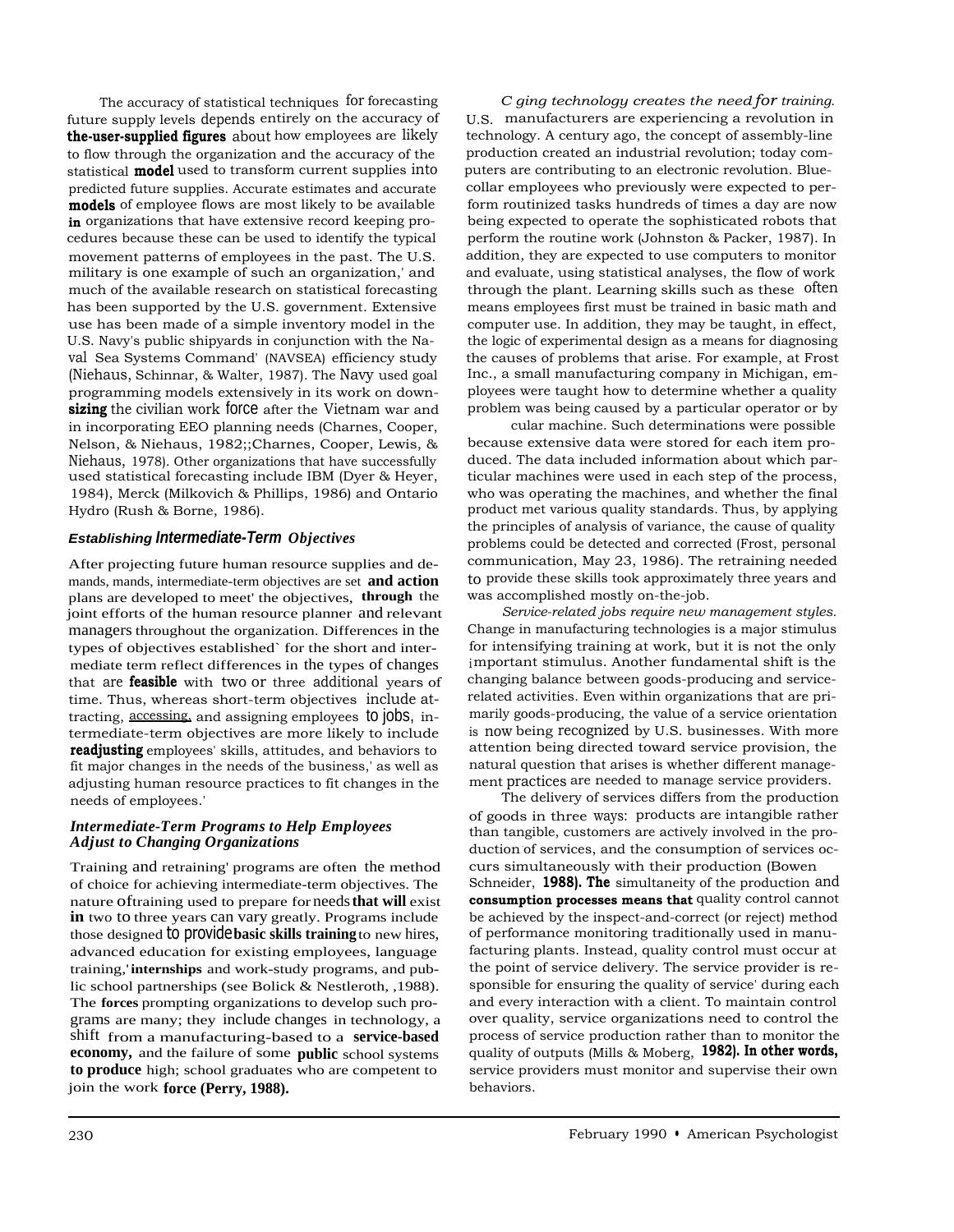The accuracy of statistical techniques for forecasting future supply levels depends entirely on the accuracy of the-user-supplied figures about how employees are likely to flow through the organization and the accuracy of the statistical model used to transform current supplies into predicted future supplies. Accurate estimates and accurate models of employee flows are most likely to be available in organizations that have extensive record keeping procedures because these can be used to identify the typical movement patterns of employees in the past. The U.S. military is one example of such an organization,' and much of the available research on statistical forecasting has been supported by the U.S. government. Extensive use has been made of a simple inventory model in the U.S. Navy's public shipyards in conjunction with the Naval Sea Systems Command' (NAVSEA) efficiency study (Niehaus, Schinnar, & Walter, 1987). The Navy used goal programming models extensively in its work on downsizing the civilian work force after the Vietnam war and in incorporating EEO planning needs (Charnes, Cooper, Nelson, & Niehaus, 1982;;Charnes, Cooper, Lewis, & Niehaus, 1978). Other organizations that have successfully used statistical forecasting include IBM (Dyer & Heyer, 1984), Merck (Milkovich & Phillips, 1986) and Ontario Hydro (Rush & Borne, 1986).

### *Establishing Intermediate-Term Objectives*

After projecting future human resource supplies and demands, mands, intermediate-term objectives are set and action plans are developed to meet' the objectives, through the joint efforts of the human resource planner and relevant managers throughout the organization. Differences in the types of objectives established` for the short and intermediate term reflect differences in the types of changes that are feasible with two or three additional years of time. Thus, whereas short-term objectives include attracting, accessing, and assigning employees to jobs, intermediate-term objectives are more likely to include readjusting employees' skills, attitudes, and behaviors to fit major changes in the needs of the business,' as well as adjusting human resource practices to fit changes in the needs of employees.'

### *Intermediate-Term Programs to Help Employees Adjust to Changing Organizations*

Training and retraining' programs are often the method of choice for achieving intermediate-term objectives. The nature oftraining used to prepare for needs that will exist in two to three years can vary greatly. Programs include those designed to provide basic skills training to new hires, advanced education for existing employees, language training,' internships and work-study programs, and public school partnerships (see Bolick & Nestleroth, ,1988). The forces prompting organizations to develop such programs are many; they include changes in technology, a shift from a manufacturing-based to a service-based economy, and the failure of some public school systems to produce high; school graduates who are competent to join the work force (Perry, 1988).

*C ging technology creates the need for training.* U.S. manufacturers are experiencing a revolution in technology. A century ago, the concept of assembly-line production created an industrial revolution; today computers are contributing to an electronic revolution. Blue-collar employees who previously were expected to perform routinized tasks hundreds of times a day are now being expected to operate the sophisticated robots that perform the routine work (Johnston & Packer, 1987). In addition, they are expected to use computers to monitor and evaluate, using statistical analyses, the flow of work through the plant. Learning skills such as these often means employees first must be trained in basic math and computer use. In addition, they may be taught, in effect, the logic of experimental design as a means for diagnosing the causes of problems that arise. For example, at Frost Inc., a small manufacturing company in Michigan, employees were taught how to determine whether a quality problem was being caused by a particular operator or by cular machine. Such determinations were possible because extensive data were stored for each item produced. The data included information about which particular machines were used in each step of the process, who was operating the machines, and whether the final product met various quality standards. Thus, by applying the principles of analysis of variance, the cause of quality problems could be detected and corrected (Frost, personal communication, May 23, 1986). The retraining needed to provide these skills took approximately three years and was accomplished mostly on-the-job.

*Service-related jobs require new management styles.* Change in manufacturing technologies is a major stimulus for intensifying training at work, but it is not the only important stimulus. Another fundamental shift is the changing balance between goods-producing and service-related activities. Even within organizations that are primarily goods-producing, the value of a service orientation is now being recognized by U.S. businesses. With more attention being directed toward service provision, the natural question that arises is whether different management practices are needed to manage service providers.

The delivery of services differs from the production of goods in three ways: products are intangible rather than tangible, customers are actively involved in the production of services, and the consumption of services occurs simultaneously with their production (Bowen Schneider, 1988). The simultaneity of the production and consumption processes means that quality control cannot be achieved by the inspect-and-correct (or reject) method of performance monitoring traditionally used in manufacturing plants. Instead, quality control must occur at the point of service delivery. The service provider is responsible for ensuring the quality of service' during each and every interaction with a client. To maintain control over quality, service organizations need to control the process of service production rather than to monitor the quality of outputs (Mills & Moberg, 1982). In other words, service providers must monitor and supervise their own behaviors.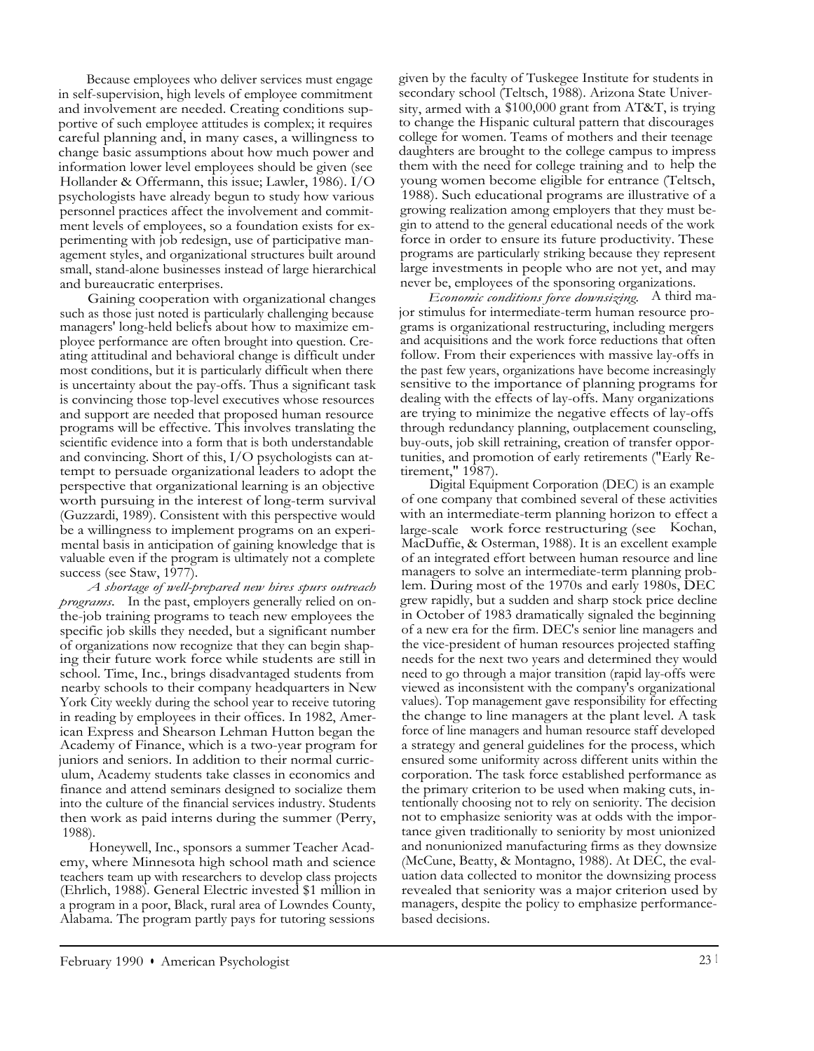Because employees who deliver services must engage in self-supervision, high levels of employee commitment and involvement are needed. Creating conditions supportive of such employee attitudes is complex; it requires careful planning and, in many cases, a willingness to change basic assumptions about how much power and information lower level employees should be given (see Hollander & Offermann, this issue; Lawler, 1986). I/O psychologists have already begun to study how various personnel practices affect the involvement and commitment levels of employees, so a foundation exists for experimenting with job redesign, use of participative management styles, and organizational structures built around small, stand-alone businesses instead of large hierarchical and bureaucratic enterprises.

Gaining cooperation with organizational changes such as those just noted is particularly challenging because managers' long-held beliefs about how to maximize employee performance are often brought into question. Creating attitudinal and behavioral change is difficult under most conditions, but it is particularly difficult when there is uncertainty about the pay-offs. Thus a significant task is convincing those top-level executives whose resources and support are needed that proposed human resource programs will be effective. This involves translating the scientific evidence into a form that is both understandable and convincing. Short of this, I/O psychologists can attempt to persuade organizational leaders to adopt the perspective that organizational learning is an objective worth pursuing in the interest of long-term survival (Guzzardi, 1989). Consistent with this perspective would be a willingness to implement programs on an experimental basis in anticipation of gaining knowledge that is valuable even if the program is ultimately not a complete success (see Staw, 1977).

*A shortage of well-prepared new hires spurs outreach programs.* In the past, employers generally relied on on-the-job training programs to teach new employees the specific job skills they needed, but a significant number of organizations now recognize that they can begin shaping their future work force while students are still in school. Time, Inc., brings disadvantaged students from nearby schools to their company headquarters in New York City weekly during the school year to receive tutoring in reading by employees in their offices. In 1982, American Express and Shearson Lehman Hutton began the Academy of Finance, which is a two-year program for juniors and seniors. In addition to their normal curriculum, Academy students take classes in economics and finance and attend seminars designed to socialize them into the culture of the financial services industry. Students then work as paid interns during the summer (Perry, 1988).

Honeywell, Inc., sponsors a summer Teacher Academy, where Minnesota high school math and science teachers team up with researchers to develop class projects (Ehrlich, 1988). General Electric invested $1 million in a program in a poor, Black, rural area of Lowndes County, Alabama. The program partly pays for tutoring sessions given by the faculty of Tuskegee Institute for students in secondary school (Teltsch, 1988). Arizona State University, armed with a $100,000 grant from AT&T, is trying to change the Hispanic cultural pattern that discourages college for women. Teams of mothers and their teenage daughters are brought to the college campus to impress them with the need for college training and to help the young women become eligible for entrance (Teltsch, 1988). Such educational programs are illustrative of a growing realization among employers that they must begin to attend to the general educational needs of the work force in order to ensure its future productivity. These programs are particularly striking because they represent large investments in people who are not yet, and may never be, employees of the sponsoring organizations.

*Economic conditions force downsizing.* A third major stimulus for intermediate-term human resource programs is organizational restructuring, including mergers and acquisitions and the work force reductions that often follow. From their experiences with massive lay-offs in the past few years, organizations have become increasingly sensitive to the importance of planning programs for dealing with the effects of lay-offs. Many organizations are trying to minimize the negative effects of lay-offs through redundancy planning, outplacement counseling, buy-outs, job skill retraining, creation of transfer opportunities, and promotion of early retirements ("Early Retirement," 1987).

Digital Equipment Corporation (DEC) is an example of one company that combined several of these activities with an intermediate-term planning horizon to effect a large-scale work force restructuring (see Kochan, MacDuffie, & Osterman, 1988). It is an excellent example of an integrated effort between human resource and line managers to solve an intermediate-term planning problem. During most of the 1970s and early 1980s, DEC grew rapidly, but a sudden and sharp stock price decline in October of 1983 dramatically signaled the beginning of a new era for the firm. DEC's senior line managers and the vice-president of human resources projected staffing needs for the next two years and determined they would need to go through a major transition (rapid lay-offs were viewed as inconsistent with the company's organizational values). Top management gave responsibility for effecting the change to line managers at the plant level. A task force of line managers and human resource staff developed a strategy and general guidelines for the process, which ensured some uniformity across different units within the corporation. The task force established performance as the primary criterion to be used when making cuts, intentionally choosing not to rely on seniority. The decision not to emphasize seniority was at odds with the importance given traditionally to seniority by most unionized and nonunionized manufacturing firms as they downsize (McCune, Beatty, & Montagno, 1988). At DEC, the evaluation data collected to monitor the downsizing process revealed that seniority was a major criterion used by managers, despite the policy to emphasize performance-based decisions.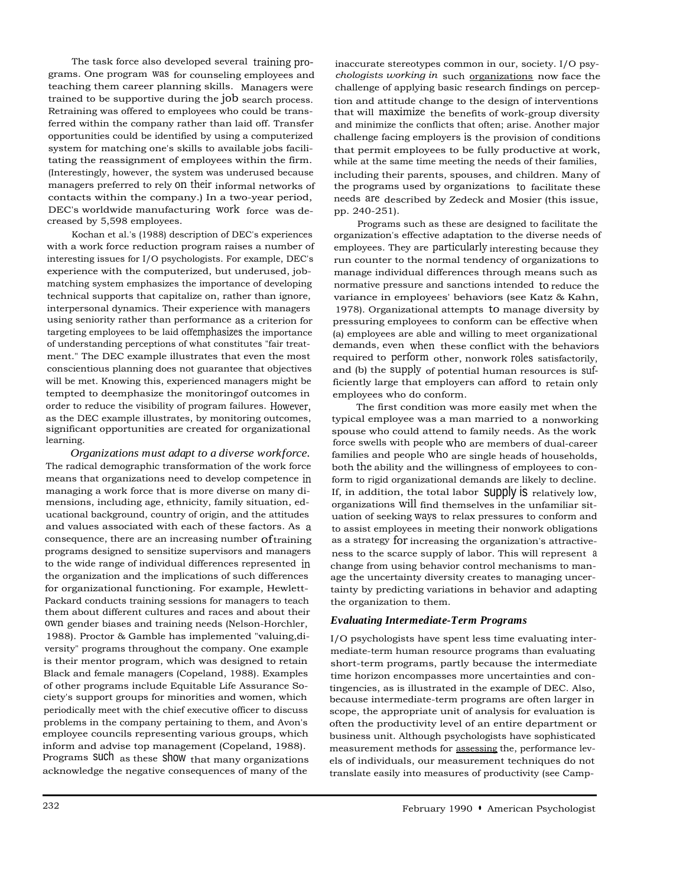The task force also developed several training programs. One program was for counseling employees and teaching them career planning skills. Managers were trained to be supportive during the job search process. Retraining was offered to employees who could be transferred within the company rather than laid off. Transfer opportunities could be identified by using a computerized system for matching one's skills to available jobs facilitating the reassignment of employees within the firm. (Interestingly, however, the system was underused because managers preferred to rely on their informal networks of contacts within the company.) In a two-year period, DEC's worldwide manufacturing work force was decreased by 5,598 employees.

Kochan et al.'s (1988) description of DEC's experiences with a work force reduction program raises a number of interesting issues for I/O psychologists. For example, DEC's experience with the computerized, but underused, job-matching system emphasizes the importance of developing technical supports that capitalize on, rather than ignore, interpersonal dynamics. Their experience with managers using seniority rather than performance as a criterion for targeting employees to be laid offemphasizes the importance of understanding perceptions of what constitutes "fair treatment." The DEC example illustrates that even the most conscientious planning does not guarantee that objectives will be met. Knowing this, experienced managers might be tempted to deemphasize the monitoringof outcomes in order to reduce the visibility of program failures. However, as the DEC example illustrates, by monitoring outcomes, significant opportunities are created for organizational learning.

*Organizations must adapt to a diverse workforce.* The radical demographic transformation of the work force means that organizations need to develop competence in managing a work force that is more diverse on many dimensions, including age, ethnicity, family situation, educational background, country of origin, and the attitudes and values associated with each of these factors. As a consequence, there are an increasing number oftraining programs designed to sensitize supervisors and managers to the wide range of individual differences represented in the organization and the implications of such differences for organizational functioning. For example, Hewlett-Packard conducts training sessions for managers to teach them about different cultures and races and about their own gender biases and training needs (Nelson-Horchler, 1988). Proctor & Gamble has implemented "valuing,diversity" programs throughout the company. One example is their mentor program, which was designed to retain Black and female managers (Copeland, 1988). Examples of other programs include Equitable Life Assurance Society's support groups for minorities and women, which periodically meet with the chief executive officer to discuss problems in the company pertaining to them, and Avon's employee councils representing various groups, which inform and advise top management (Copeland, 1988). Programs such as these show that many organizations acknowledge the negative consequences of many of the inaccurate stereotypes common in our, society. I/O psychologists working in such organizations now face the challenge of applying basic research findings on perception and attitude change to the design of interventions that will maximize the benefits of work-group diversity and minimize the conflicts that often; arise. Another major challenge facing employers is the provision of conditions that permit employees to be fully productive at work, while at the same time meeting the needs of their families, including their parents, spouses, and children. Many of the programs used by organizations to facilitate these needs are described by Zedeck and Mosier (this issue, pp. 240-251).

Programs such as these are designed to facilitate the organization's effective adaptation to the diverse needs of employees. They are particularly interesting because they run counter to the normal tendency of organizations to manage individual differences through means such as normative pressure and sanctions intended to reduce the variance in employees' behaviors (see Katz & Kahn, 1978). Organizational attempts to manage diversity by pressuring employees to conform can be effective when (a) employees are able and willing to meet organizational demands, even when these conflict with the behaviors required to perform other, nonwork roles satisfactorily, and (b) the supply of potential human resources is sufficiently large that employers can afford to retain only employees who do conform.

The first condition was more easily met when the typical employee was a man married to a nonworking spouse who could attend to family needs. As the work force swells with people who are members of dual-career families and people who are single heads of households, both the ability and the willingness of employees to conform to rigid organizational demands are likely to decline. If, in addition, the total labor supply is relatively low, organizations will find themselves in the unfamiliar situation of seeking ways to relax pressures to conform and to assist employees in meeting their nonwork obligations as a strategy for increasing the organization's attractiveness to the scarce supply of labor. This will represent a change from using behavior control mechanisms to manage the uncertainty diversity creates to managing uncertainty by predicting variations in behavior and adapting the organization to them.

### Evaluating Intermediate-Term Programs

I/O psychologists have spent less time evaluating intermediate-term human resource programs than evaluating short-term programs, partly because the intermediate time horizon encompasses more uncertainties and contingencies, as is illustrated in the example of DEC. Also, because intermediate-term programs are often larger in scope, the appropriate unit of analysis for evaluation is often the productivity level of an entire department or business unit. Although psychologists have sophisticated measurement methods for assessing the, performance levels of individuals, our measurement techniques do not translate easily into measures of productivity (see Camp-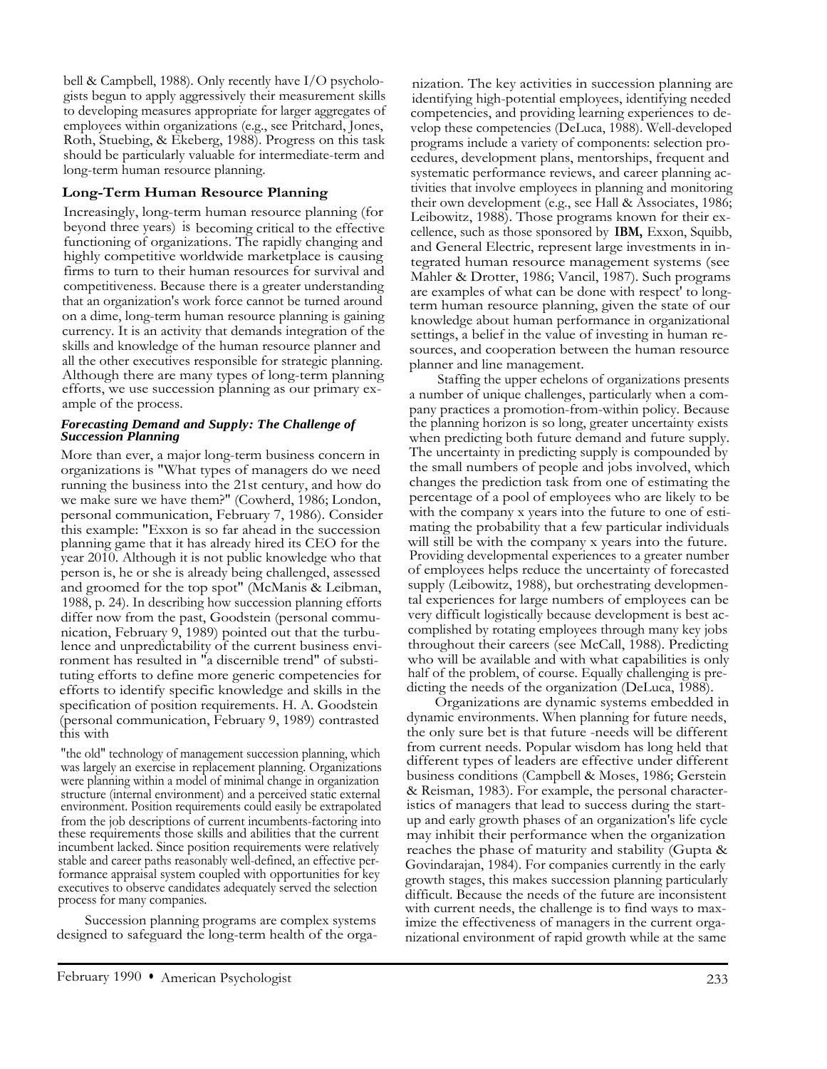bell & Campbell, 1988). Only recently have I/O psychologists begun to apply aggressively their measurement skills to developing measures appropriate for larger aggregates of employees within organizations (e.g., see Pritchard, Jones, Roth, Stuebing, & Ekeberg, 1988). Progress on this task should be particularly valuable for intermediate-term and long-term human resource planning.

## Long-Term Human Resource Planning

Increasingly, long-term human resource planning (for beyond three years) is becoming critical to the effective functioning of organizations. The rapidly changing and highly competitive worldwide marketplace is causing firms to turn to their human resources for survival and competitiveness. Because there is a greater understanding that an organization's work force cannot be turned around on a dime, long-term human resource planning is gaining currency. It is an activity that demands integration of the skills and knowledge of the human resource planner and all the other executives responsible for strategic planning. Although there are many types of long-term planning efforts, we use succession planning as our primary example of the process.

### *Forecasting Demand and Supply: The Challenge of Succession Planning*

More than ever, a major long-term business concern in organizations is "What types of managers do we need running the business into the 21st century, and how do we make sure we have them?" (Cowherd, 1986; London, personal communication, February 7, 1986). Consider this example: "Exxon is so far ahead in the succession planning game that it has already hired its CEO for the year 2010. Although it is not public knowledge who that person is, he or she is already being challenged, assessed and groomed for the top spot" (McManis & Leibman, 1988, p. 24). In describing how succession planning efforts differ now from the past, Goodstein (personal communication, February 9, 1989) pointed out that the turbulence and unpredictability of the current business environment has resulted in "a discernible trend" of substituting efforts to define more generic competencies for efforts to identify specific knowledge and skills in the specification of position requirements. H. A. Goodstein (personal communication, February 9, 1989) contrasted this with

> "the old" technology of management succession planning, which was largely an exercise in replacement planning. Organizations were planning within a model of minimal change in organization structure (internal environment) and a perceived static external environment. Position requirements could easily be extrapolated from the job descriptions of current incumbents-factoring into these requirements those skills and abilities that the current incumbent lacked. Since position requirements were relatively stable and career paths reasonably well-defined, an effective performance appraisal system coupled with opportunities for key executives to observe candidates adequately served the selection process for many companies.

Succession planning programs are complex systems designed to safeguard the long-term health of the organization. The key activities in succession planning are identifying high-potential employees, identifying needed competencies, and providing learning experiences to develop these competencies (DeLuca, 1988). Well-developed programs include a variety of components: selection procedures, development plans, mentorships, frequent and systematic performance reviews, and career planning activities that involve employees in planning and monitoring their own development (e.g., see Hall & Associates, 1986; Leibowitz, 1988). Those programs known for their excellence, such as those sponsored by **IBM,** Exxon, Squibb, and General Electric, represent large investments in integrated human resource management systems (see Mahler & Drotter, 1986; Vancil, 1987). Such programs are examples of what can be done with respect' to long-term human resource planning, given the state of our knowledge about human performance in organizational settings, a belief in the value of investing in human resources, and cooperation between the human resource planner and line management.

Staffing the upper echelons of organizations presents a number of unique challenges, particularly when a company practices a promotion-from-within policy. Because the planning horizon is so long, greater uncertainty exists when predicting both future demand and future supply. The uncertainty in predicting supply is compounded by the small numbers of people and jobs involved, which changes the prediction task from one of estimating the percentage of a pool of employees who are likely to be with the company x years into the future to one of estimating the probability that a few particular individuals will still be with the company x years into the future. Providing developmental experiences to a greater number of employees helps reduce the uncertainty of forecasted supply (Leibowitz, 1988), but orchestrating developmental experiences for large numbers of employees can be very difficult logistically because development is best accomplished by rotating employees through many key jobs throughout their careers (see McCall, 1988). Predicting who will be available and with what capabilities is only half of the problem, of course. Equally challenging is predicting the needs of the organization (DeLuca, 1988).

Organizations are dynamic systems embedded in dynamic environments. When planning for future needs, the only sure bet is that future -needs will be different from current needs. Popular wisdom has long held that different types of leaders are effective under different business conditions (Campbell & Moses, 1986; Gerstein & Reisman, 1983). For example, the personal characteristics of managers that lead to success during the start-up and early growth phases of an organization's life cycle may inhibit their performance when the organization reaches the phase of maturity and stability (Gupta & Govindarajan, 1984). For companies currently in the early growth stages, this makes succession planning particularly difficult. Because the needs of the future are inconsistent with current needs, the challenge is to find ways to maximize the effectiveness of managers in the current organizational environment of rapid growth while at the same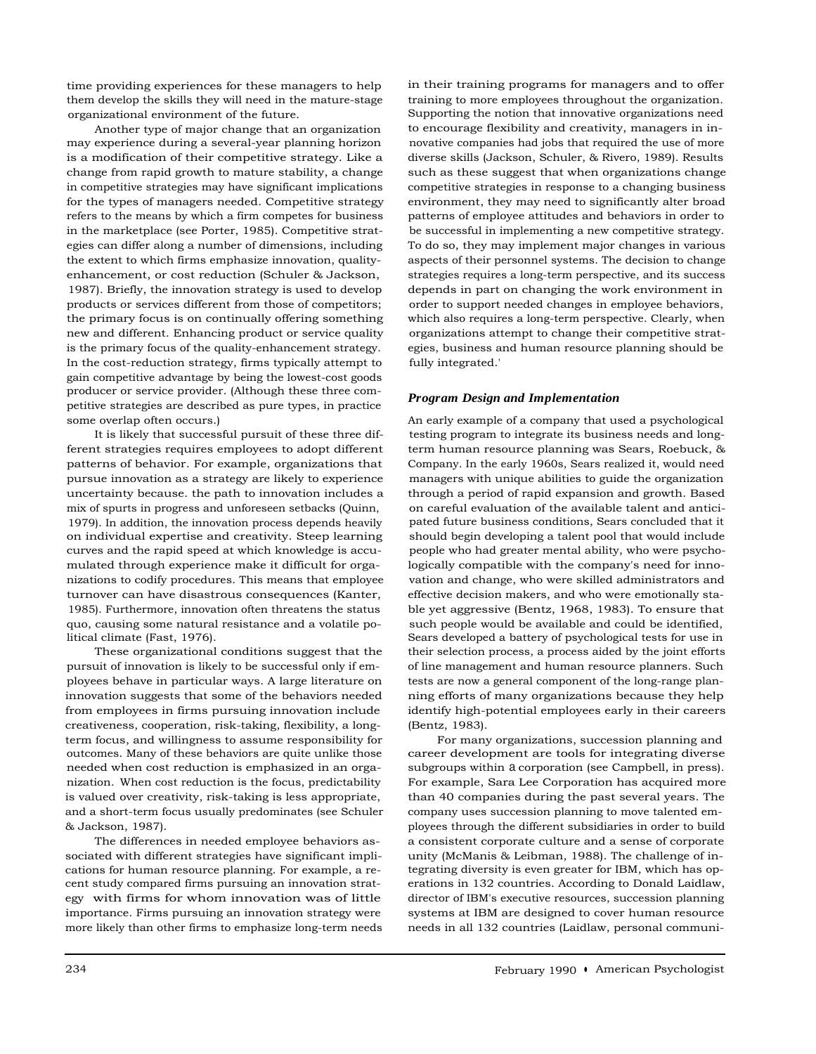time providing experiences for these managers to help them develop the skills they will need in the mature-stage organizational environment of the future.

Another type of major change that an organization may experience during a several-year planning horizon is a modification of their competitive strategy. Like a change from rapid growth to mature stability, a change in competitive strategies may have significant implications for the types of managers needed. Competitive strategy refers to the means by which a firm competes for business in the marketplace (see Porter, 1985). Competitive strategies can differ along a number of dimensions, including the extent to which firms emphasize innovation, quality-enhancement, or cost reduction (Schuler & Jackson, 1987). Briefly, the innovation strategy is used to develop products or services different from those of competitors; the primary focus is on continually offering something new and different. Enhancing product or service quality is the primary focus of the quality-enhancement strategy. In the cost-reduction strategy, firms typically attempt to gain competitive advantage by being the lowest-cost goods producer or service provider. (Although these three competitive strategies are described as pure types, in practice some overlap often occurs.)

It is likely that successful pursuit of these three different strategies requires employees to adopt different patterns of behavior. For example, organizations that pursue innovation as a strategy are likely to experience uncertainty because. the path to innovation includes a mix of spurts in progress and unforeseen setbacks (Quinn, 1979). In addition, the innovation process depends heavily on individual expertise and creativity. Steep learning curves and the rapid speed at which knowledge is accumulated through experience make it difficult for organizations to codify procedures. This means that employee turnover can have disastrous consequences (Kanter, 1985). Furthermore, innovation often threatens the status quo, causing some natural resistance and a volatile political climate (Fast, 1976).

These organizational conditions suggest that the pursuit of innovation is likely to be successful only if employees behave in particular ways. A large literature on innovation suggests that some of the behaviors needed from employees in firms pursuing innovation include creativeness, cooperation, risk-taking, flexibility, a long-term focus, and willingness to assume responsibility for outcomes. Many of these behaviors are quite unlike those needed when cost reduction is emphasized in an organization. When cost reduction is the focus, predictability is valued over creativity, risk-taking is less appropriate, and a short-term focus usually predominates (see Schuler & Jackson, 1987).

The differences in needed employee behaviors associated with different strategies have significant implications for human resource planning. For example, a recent study compared firms pursuing an innovation strategy with firms for whom innovation was of little importance. Firms pursuing an innovation strategy were more likely than other firms to emphasize long-term needs in their training programs for managers and to offer training to more employees throughout the organization. Supporting the notion that innovative organizations need to encourage flexibility and creativity, managers in innovative companies had jobs that required the use of more diverse skills (Jackson, Schuler, & Rivero, 1989). Results such as these suggest that when organizations change competitive strategies in response to a changing business environment, they may need to significantly alter broad patterns of employee attitudes and behaviors in order to be successful in implementing a new competitive strategy. To do so, they may implement major changes in various aspects of their personnel systems. The decision to change strategies requires a long-term perspective, and its success depends in part on changing the work environment in order to support needed changes in employee behaviors, which also requires a long-term perspective. Clearly, when organizations attempt to change their competitive strategies, business and human resource planning should be fully integrated.'

### *Program Design and Implementation*

An early example of a company that used a psychological testing program to integrate its business needs and long-term human resource planning was Sears, Roebuck, & Company. In the early 1960s, Sears realized it, would need managers with unique abilities to guide the organization through a period of rapid expansion and growth. Based on careful evaluation of the available talent and anticipated future business conditions, Sears concluded that it should begin developing a talent pool that would include people who had greater mental ability, who were psychologically compatible with the company's need for innovation and change, who were skilled administrators and effective decision makers, and who were emotionally stable yet aggressive (Bentz, 1968, 1983). To ensure that such people would be available and could be identified, Sears developed a battery of psychological tests for use in their selection process, a process aided by the joint efforts of line management and human resource planners. Such tests are now a general component of the long-range planning efforts of many organizations because they help identify high-potential employees early in their careers (Bentz, 1983).

For many organizations, succession planning and career development are tools for integrating diverse subgroups within a corporation (see Campbell, in press). For example, Sara Lee Corporation has acquired more than 40 companies during the past several years. The company uses succession planning to move talented employees through the different subsidiaries in order to build a consistent corporate culture and a sense of corporate unity (McManis & Leibman, 1988). The challenge of integrating diversity is even greater for IBM, which has operations in 132 countries. According to Donald Laidlaw, director of IBM's executive resources, succession planning systems at IBM are designed to cover human resource needs in all 132 countries (Laidlaw, personal communi-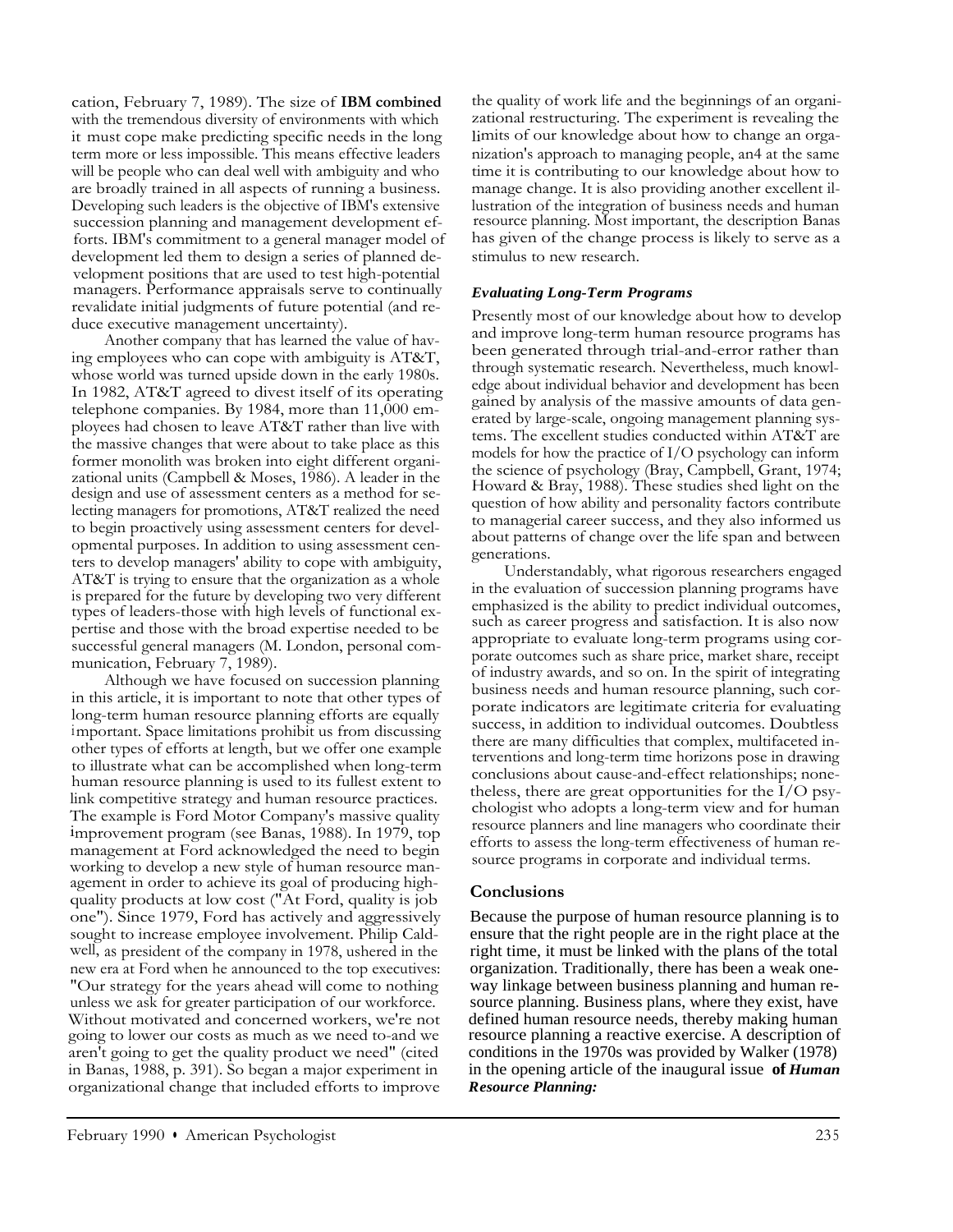cation, February 7, 1989). The size of IBM combined with the tremendous diversity of environments with which it must cope make predicting specific needs in the long term more or less impossible. This means effective leaders will be people who can deal well with ambiguity and who are broadly trained in all aspects of running a business. Developing such leaders is the objective of IBM's extensive succession planning and management development efforts. IBM's commitment to a general manager model of development led them to design a series of planned development positions that are used to test high-potential managers. Performance appraisals serve to continually revalidate initial judgments of future potential (and reduce executive management uncertainty).

Another company that has learned the value of having employees who can cope with ambiguity is AT&T, whose world was turned upside down in the early 1980s. In 1982, AT&T agreed to divest itself of its operating telephone companies. By 1984, more than 11,000 employees had chosen to leave AT&T rather than live with the massive changes that were about to take place as this former monolith was broken into eight different organizational units (Campbell & Moses, 1986). A leader in the design and use of assessment centers as a method for selecting managers for promotions, AT&T realized the need to begin proactively using assessment centers for developmental purposes. In addition to using assessment centers to develop managers' ability to cope with ambiguity, AT&T is trying to ensure that the organization as a whole is prepared for the future by developing two very different types of leaders-those with high levels of functional expertise and those with the broad expertise needed to be successful general managers (M. London, personal communication, February 7, 1989).

Although we have focused on succession planning in this article, it is important to note that other types of long-term human resource planning efforts are equally important. Space limitations prohibit us from discussing other types of efforts at length, but we offer one example to illustrate what can be accomplished when long-term human resource planning is used to its fullest extent to link competitive strategy and human resource practices. The example is Ford Motor Company's massive quality improvement program (see Banas, 1988). In 1979, top management at Ford acknowledged the need to begin working to develop a new style of human resource management in order to achieve its goal of producing high-quality products at low cost ("At Ford, quality is job one"). Since 1979, Ford has actively and aggressively sought to increase employee involvement. Philip Caldwell, as president of the company in 1978, ushered in the new era at Ford when he announced to the top executives: "Our strategy for the years ahead will come to nothing unless we ask for greater participation of our workforce. Without motivated and concerned workers, we're not going to lower our costs as much as we need to-and we aren't going to get the quality product we need" (cited in Banas, 1988, p. 391). So began a major experiment in organizational change that included efforts to improve the quality of work life and the beginnings of an organizational restructuring. The experiment is revealing the limits of our knowledge about how to change an organization's approach to managing people, an4 at the same time it is contributing to our knowledge about how to manage change. It is also providing another excellent illustration of the integration of business needs and human resource planning. Most important, the description Banas has given of the change process is likely to serve as a stimulus to new research.

### *Evaluating Long-Term Programs*

Presently most of our knowledge about how to develop and improve long-term human resource programs has been generated through trial-and-error rather than through systematic research. Nevertheless, much knowledge about individual behavior and development has been gained by analysis of the massive amounts of data generated by large-scale, ongoing management planning systems. The excellent studies conducted within AT&T are models for how the practice of I/O psychology can inform the science of psychology (Bray, Campbell, Grant, 1974; Howard & Bray, 1988). These studies shed light on the question of how ability and personality factors contribute to managerial career success, and they also informed us about patterns of change over the life span and between generations.

Understandably, what rigorous researchers engaged in the evaluation of succession planning programs have emphasized is the ability to predict individual outcomes, such as career progress and satisfaction. It is also now appropriate to evaluate long-term programs using corporate outcomes such as share price, market share, receipt of industry awards, and so on. In the spirit of integrating business needs and human resource planning, such corporate indicators are legitimate criteria for evaluating success, in addition to individual outcomes. Doubtless there are many difficulties that complex, multifaceted interventions and long-term time horizons pose in drawing conclusions about cause-and-effect relationships; nonetheless, there are great opportunities for the I/O psychologist who adopts a long-term view and for human resource planners and line managers who coordinate their efforts to assess the long-term effectiveness of human resource programs in corporate and individual terms.

## Conclusions

Because the purpose of human resource planning is to ensure that the right people are in the right place at the right time, it must be linked with the plans of the total organization. Traditionally, there has been a weak one-way linkage between business planning and human resource planning. Business plans, where they exist, have defined human resource needs, thereby making human resource planning a reactive exercise. A description of conditions in the 1970s was provided by Walker (1978) in the opening article of the inaugural issue of *Human Resource Planning:*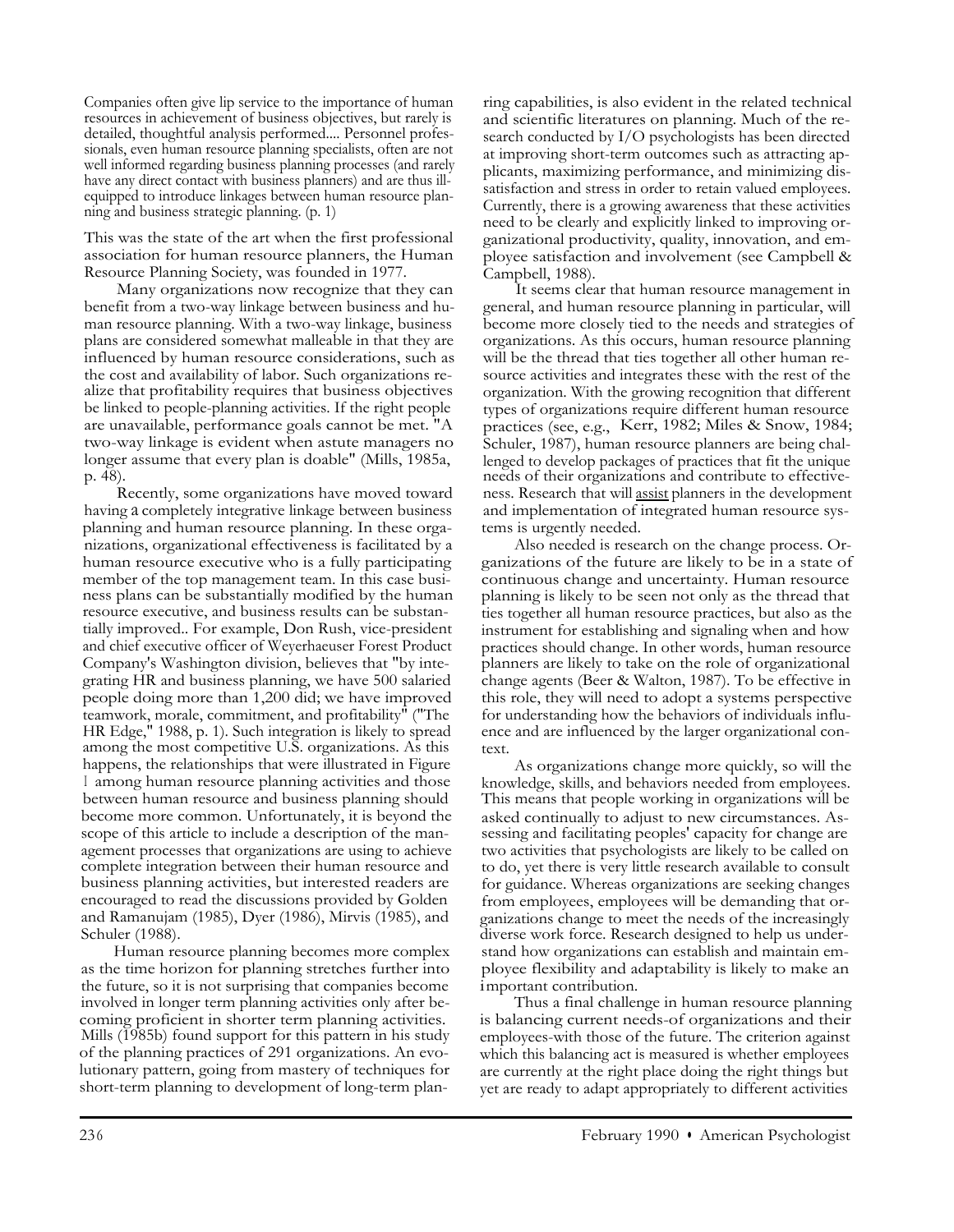> Companies often give lip service to the importance of human resources in achievement of business objectives, but rarely is detailed, thoughtful analysis performed.... Personnel professionals, even human resource planning specialists, often are not well informed regarding business planning processes (and rarely have any direct contact with business planners) and are thus ill-equipped to introduce linkages between human resource planning and business strategic planning. (p. 1)

This was the state of the art when the first professional association for human resource planners, the Human Resource Planning Society, was founded in 1977.

Many organizations now recognize that they can benefit from a two-way linkage between business and human resource planning. With a two-way linkage, business plans are considered somewhat malleable in that they are influenced by human resource considerations, such as the cost and availability of labor. Such organizations realize that profitability requires that business objectives be linked to people-planning activities. If the right people are unavailable, performance goals cannot be met. "A two-way linkage is evident when astute managers no longer assume that every plan is doable" (Mills, 1985a, p. 48).

Recently, some organizations have moved toward having a completely integrative linkage between business planning and human resource planning. In these organizations, organizational effectiveness is facilitated by a human resource executive who is a fully participating member of the top management team. In this case business plans can be substantially modified by the human resource executive, and business results can be substantially improved.. For example, Don Rush, vice-president and chief executive officer of Weyerhaeuser Forest Product Company's Washington division, believes that "by integrating HR and business planning, we have 500 salaried people doing more than 1,200 did; we have improved teamwork, morale, commitment, and profitability" ("The HR Edge," 1988, p. 1). Such integration is likely to spread among the most competitive U.S. organizations. As this happens, the relationships that were illustrated in Figure 1 among human resource planning activities and those between human resource and business planning should become more common. Unfortunately, it is beyond the scope of this article to include a description of the management processes that organizations are using to achieve complete integration between their human resource and business planning activities, but interested readers are encouraged to read the discussions provided by Golden and Ramanujam (1985), Dyer (1986), Mirvis (1985), and Schuler (1988).

Human resource planning becomes more complex as the time horizon for planning stretches further into the future, so it is not surprising that companies become involved in longer term planning activities only after becoming proficient in shorter term planning activities. Mills (1985b) found support for this pattern in his study of the planning practices of 291 organizations. An evolutionary pattern, going from mastery of techniques for short-term planning to development of long-term planning capabilities, is also evident in the related technical and scientific literatures on planning. Much of the research conducted by I/O psychologists has been directed at improving short-term outcomes such as attracting applicants, maximizing performance, and minimizing dissatisfaction and stress in order to retain valued employees. Currently, there is a growing awareness that these activities need to be clearly and explicitly linked to improving organizational productivity, quality, innovation, and employee satisfaction and involvement (see Campbell & Campbell, 1988).

It seems clear that human resource management in general, and human resource planning in particular, will become more closely tied to the needs and strategies of organizations. As this occurs, human resource planning will be the thread that ties together all other human resource activities and integrates these with the rest of the organization. With the growing recognition that different types of organizations require different human resource practices (see, e.g., Kerr, 1982; Miles & Snow, 1984; Schuler, 1987), human resource planners are being challenged to develop packages of practices that fit the unique needs of their organizations and contribute to effectiveness. Research that will assist planners in the development and implementation of integrated human resource systems is urgently needed.

Also needed is research on the change process. Organizations of the future are likely to be in a state of continuous change and uncertainty. Human resource planning is likely to be seen not only as the thread that ties together all human resource practices, but also as the instrument for establishing and signaling when and how practices should change. In other words, human resource planners are likely to take on the role of organizational change agents (Beer & Walton, 1987). To be effective in this role, they will need to adopt a systems perspective for understanding how the behaviors of individuals influence and are influenced by the larger organizational context.

As organizations change more quickly, so will the knowledge, skills, and behaviors needed from employees. This means that people working in organizations will be asked continually to adjust to new circumstances. Assessing and facilitating peoples' capacity for change are two activities that psychologists are likely to be called on to do, yet there is very little research available to consult for guidance. Whereas organizations are seeking changes from employees, employees will be demanding that organizations change to meet the needs of the increasingly diverse work force. Research designed to help us understand how organizations can establish and maintain employee flexibility and adaptability is likely to make an important contribution.

Thus a final challenge in human resource planning is balancing current needs-of organizations and their employees-with those of the future. The criterion against which this balancing act is measured is whether employees are currently at the right place doing the right things but yet are ready to adapt appropriately to different activities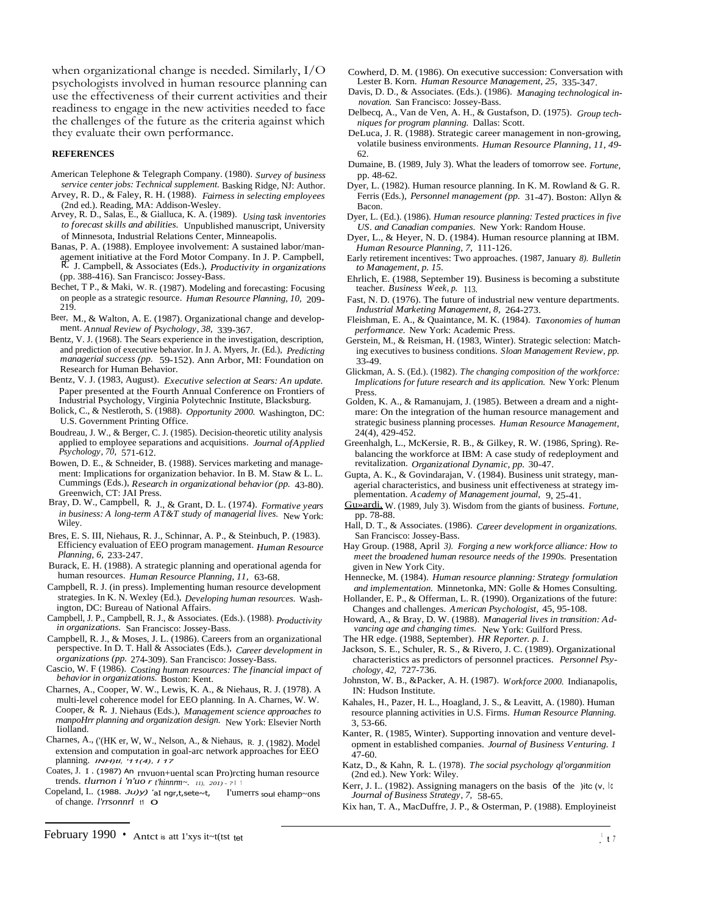when organizational change is needed. Similarly, I/O psychologists involved in human resource planning can use the effectiveness of their current activities and their readiness to engage in the new activities needed to face the challenges of the future as the criteria against which they evaluate their own performance.

### REFERENCES

American Telephone & Telegraph Company. (1980). *Survey of business service center jobs: Technical supplement.* Basking Ridge, NJ: Author.

Arvey, R. D., & Faley, R. H. (1988). *Fairness in selecting employees* (2nd ed.). Reading, MA: Addison-Wesley.

Arvey, R. D., Salas, E., & Gialluca, K. A. (1989). *Using task inventories to forecast skills and abilities.* Unpublished manuscript, University of Minnesota, Industrial Relations Center, Minneapolis.

Banas, P. A. (1988). Employee involvement: A sustained labor/management initiative at the Ford Motor Company. In J. P. Campbell, R. J. Campbell, & Associates (Eds.), *Productivity in organizations* (pp. 388-416). San Francisco: Jossey-Bass.

Bechet, T P., & Maki, W. R. (1987). Modeling and forecasting: Focusing on people as a strategic resource. *Human Resource Planning, 10,* 209-219.

Beer, M., & Walton, A. E. (1987). Organizational change and development. *Annual Review of Psychology, 38,* 339-367.

Bentz, V. J. (1968). The Sears experience in the investigation, description, and prediction of executive behavior. In J. A. Myers, Jr. (Ed.), *Predicting managerial success (pp.* 59-152). Ann Arbor, MI: Foundation on Research for Human Behavior.

Bentz, V. J. (1983, August). *Executive selection at Sears: An update.* Paper presented at the Fourth Annual Conference on Frontiers of Industrial Psychology, Virginia Polytechnic Institute, Blacksburg.

Bolick, C., & Nestleroth, S. (1988). *Opportunity 2000.* Washington, DC: U.S. Government Printing Office.

Boudreau, J. W., & Berger, C. J. (1985). Decision-theoretic utility analysis applied to employee separations and acquisitions. *Journal ofApplied Psychology, 70,* 571-612.

Bowen, D. E., & Schneider, B. (1988). Services marketing and management: Implications for organization behavior. In B. M. Staw & L. L. Cummings (Eds.), *Research in organizational behavior (pp.* 43-80). Greenwich, CT: JAI Press.

Bray, D. W., Campbell, R. J., & Grant, D. L. (1974). *Formative years in business: A long-term AT&T study of managerial lives.* New York: Wiley.

Bres, E. S. III, Niehaus, R. J., Schinnar, A. P., & Steinbuch, P. (1983). Efficiency evaluation of EEO program management. *Human Resource Planning, 6,* 233-247.

Burack, E. H. (1988). A strategic planning and operational agenda for human resources. *Human Resource Planning, 11,* 63-68.

Campbell, R. J. (in press). Implementing human resource development strategies. In K. N. Wexley (Ed.), *Developing human resources.* Washington, DC: Bureau of National Affairs.

Campbell, J. P., Campbell, R. J., & Associates. (Eds.). (1988). *Productivity in organizations.* San Francisco: Jossey-Bass.

Campbell, R. J., & Moses, J. L. (1986). Careers from an organizational perspective. In D. T. Hall & Associates (Eds.), *Career development in organizations (pp.* 274-309). San Francisco: Jossey-Bass.

Cascio, W. F (1986). *Costing human resources: The financial impact of behavior in organizations.* Boston: Kent.

Charnes, A., Cooper, W. W., Lewis, K. A., & Niehaus, R. J. (1978). A multi-level coherence model for EEO planning. In A. Charnes, W. W. Cooper, & R. J. Niehaus (Eds.), *Management science approaches to manpoHrr planning and organization design.* New York: Elsevier North Iiolland.

Charnes, A., ('(HK er, W, W., Nelson, A., & Niehaus, R. J. (1982). Model extension and computation in goal-arc network approaches for EEO planning. *INH)tl, '11(4), I 17*

Coates, J. I . (1987) An rnvuon+uental scan Pro)rcting human resource trends. *tlurnon i 'n'uo r t'hinnrm~. 11), 201) - ?| 1*

Copeland, I.. (1988. *Ju)y)* 'aI ngr,t,sete~t, I'umerrs soul ehamp~ons of change. *l'rrsonnrl* t1 O

Cowherd, D. M. (1986). On executive succession: Conversation with Lester B. Korn. *Human Resource Management, 25,* 335-347.

Davis, D. D., & Associates. (Eds.). (1986). *Managing technological innovation.* San Francisco: Jossey-Bass.

Delbecq, A., Van de Ven, A. H., & Gustafson, D. (1975). *Group techniques for program planning.* Dallas: Scott.

DeLuca, J. R. (1988). Strategic career management in non-growing, volatile business environments. *Human Resource Planning, 11,* 49-62.

Dumaine, B. (1989, July 3). What the leaders of tomorrow see. *Fortune,* pp. 48-62.

Dyer, L. (1982). Human resource planning. In K. M. Rowland & G. R. Ferris (Eds.), *Personnel management (pp.* 31-47). Boston: Allyn & Bacon.

Dyer, L. (Ed.). (1986). *Human resource planning: Tested practices in five US. and Canadian companies.* New York: Random House.

Dyer, L., & Heyer, N. D. (1984). Human resource planning at IBM. *Human Resource Planning, 7,* 111-126.

Early retirement incentives: Two approaches. (1987, January *8). Bulletin to Management, p. 15.*

Ehrlich, E. (1988, September 19). Business is becoming a substitute teacher. *Business Week, p.* 113.

Fast, N. D. (1976). The future of industrial new venture departments. *Industrial Marketing Management, 8,* 264-273.

Fleishman, E. A., & Quaintance, M. K. (1984). *Taxonomies of human performance.* New York: Academic Press.

Gerstein, M., & Reisman, H. (1983, Winter). Strategic selection: Matching executives to business conditions. *Sloan Management Review, pp.* 33-49.

Glickman, A. S. (Ed.). (1982). *The changing composition of the workforce: Implications for future research and its application.* New York: Plenum Press.

Golden, K. A., & Ramanujam, J. (1985). Between a dream and a nightmare: On the integration of the human resource management and strategic business planning processes. *Human Resource Management,* 24(4), 429-452.

Greenhalgh, L., McKersie, R. B., & Gilkey, R. W. (1986, Spring). Rebalancing the workforce at IBM: A case study of redeployment and revitalization. *Organizational Dynamic, pp.* 30-47.

Gupta, A. K., & Govindarajan, V. (1984). Business unit strategy, managerial characteristics, and business unit effectiveness at strategy implementation. *Academy of Management journal,* 9, 25-41.

Gu»ardi, W. (1989, July 3). Wisdom from the giants of business. *Fortune,* pp. 78-88.

Hall, D. T., & Associates. (1986). *Career development in organizations.* San Francisco: Jossey-Bass.

Hay Group. (1988, April *3). Forging a new workforce alliance: How to meet the broadened human resource needs of the 1990s.* Presentation given in New York City.

Hennecke, M. (1984). *Human resource planning: Strategy formulation and implementation.* Minnetonka, MN: Golle & Homes Consulting.

Hollander, E. P., & Offerman, L. R. (1990). Organizations of the future: Changes and challenges. *American Psychologist,* 45, 95-108.

Howard, A., & Bray, D. W. (1988). *Managerial lives in transition: Advancing age and changing times.* New York: Guilford Press.

The HR edge. (1988, September). *HR Reporter. p. 1.*

Jackson, S. E., Schuler, R. S., & Rivero, J. C. (1989). Organizational characteristics as predictors of personnel practices. *Personnel Psychology, 42,* 727-736.

Johnston, W. B., &Packer, A. H. (1987). *Workforce 2000.* Indianapolis, IN: Hudson Institute.

Kahales, H., Pazer, H. L., Hoagland, J. S., & Leavitt, A. (1980). Human resource planning activities in U.S. Firms. *Human Resource Planning.* 3, 53-66.

Kanter, R. (1985, Winter). Supporting innovation and venture development in established companies. *Journal of Business Venturing. 1* 47-60.

Katz, D., & Kahn, R. L. (1978). *The social psychology ql'organmition* (2nd ed.). New York: Wiley.

Kerr, J. I.. (1982). Assigning managers on the basis of the )itc (v, |c *Journal of Business Strategy, 7,* 58-65.

Kix han, T. A., MacDuffre, J. P., & Osterman, P. (1988). Employineist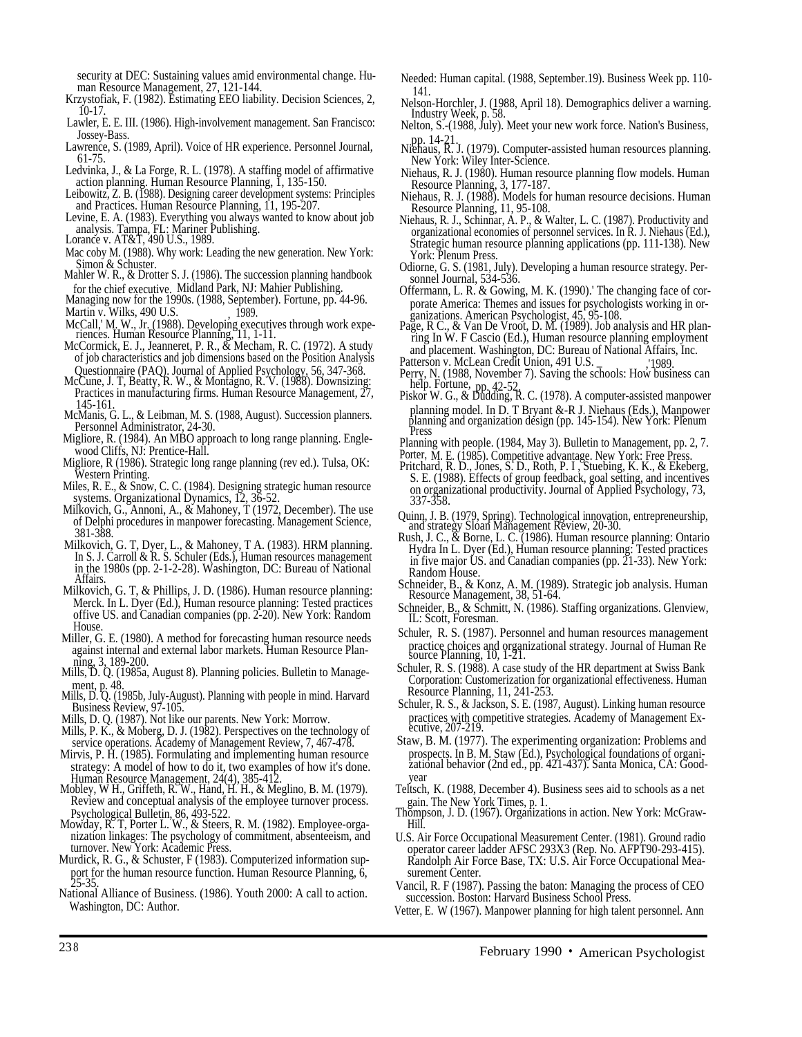security at DEC: Sustaining values amid environmental change. Human Resource Management, 27, 121-144.

Krzystofiak, F. (1982). Estimating EEO liability. Decision Sciences, 2, 10-17.

Lawler, E. E. III. (1986). High-involvement management. San Francisco: Jossey-Bass.

Lawrence, S. (1989, April). Voice of HR experience. Personnel Journal, 61-75.

Ledvinka, J., & La Forge, R. L. (1978). A staffing model of affirmative action planning. Human Resource Planning, 1, 135-150.

Leibowitz, Z. B. (1988). Designing career development systems: Principles and Practices. Human Resource Planning, 11, 195-207.

Levine, E. A. (1983). Everything you always wanted to know about job analysis. Tampa, FL: Mariner Publishing.

Lorance v. AT&T, 490 U.S., 1989.

Mac coby M. (1988). Why work: Leading the new generation. New York: Simon & Schuster.

Mahler W. R., & Drotter S. J. (1986). The succession planning handbook for the chief executive. Midland Park, NJ: Mahier Publishing.

Managing now for the 1990s. (1988, September). Fortune, pp. 44-96.

Martin v. Wilks, 490 U.S. , 1989.

McCall,' M. W., Jr. (1988). Developing executives through work experiences. Human Resource Planning, 11, 1-11.

McCormick, E. J., Jeanneret, P. R., & Mecham, R. C. (1972). A study of job characteristics and job dimensions based on the Position Analysis Questionnaire (PAQ). Journal of Applied Psychology, 56, 347-368.

McCune, J. T, Beatty, R. W., & Montagno, R. V. (1988). Downsizing: Practices in manufacturing firms. Human Resource Management, 27, 145-161.

McManis, G. L., & Leibman, M. S. (1988, August). Succession planners. Personnel Administrator, 24-30.

Migliore, R. (1984). An MBO approach to long range planning. Englewood Cliffs, NJ: Prentice-Hall.

Migliore, R (1986). Strategic long range planning (rev ed.). Tulsa, OK: Western Printing.

Miles, R. E., & Snow, C. C. (1984). Designing strategic human resource systems. Organizational Dynamics, 12, 36-52.

Milkovich, G., Annoni, A., & Mahoney, T (1972, December). The use of Delphi procedures in manpower forecasting. Management Science, 381-388.

Milkovich, G. T, Dyer, L., & Mahoney, T A. (1983). HRM planning. In S. J. Carroll & R. S. Schuler (Eds.), Human resources management in the 1980s (pp. 2-1-2-28). Washington, DC: Bureau of National Affairs.

Milkovich, G. T, & Phillips, J. D. (1986). Human resource planning: Merck. In L. Dyer (Ed.), Human resource planning: Tested practices offive US. and Canadian companies (pp. 2-20). New York: Random House.

Miller, G. E. (1980). A method for forecasting human resource needs against internal and external labor markets. Human Resource Planning, 3, 189-200.

Mills, D. Q. (1985a, August 8). Planning policies. Bulletin to Management, p. 48.

Mills, D. Q. (1985b, July-August). Planning with people in mind. Harvard Business Review, 97-105.

Mills, D. Q. (1987). Not like our parents. New York: Morrow.

Mills, P. K., & Moberg, D. J. (1982). Perspectives on the technology of service operations. Academy of Management Review, 7, 467-478.

Mirvis, P. H. (1985). Formulating and implementing human resource strategy: A model of how to do it, two examples of how it's done. Human Resource Management, 24(4), 385-412.

Mobley, W H., Griffeth, R. W., Hand, H. H., & Meglino, B. M. (1979). Review and conceptual analysis of the employee turnover process. Psychological Bulletin, 86, 493-522.

Mowday, R. T, Porter L. W., & Steers, R. M. (1982). Employee-organization linkages: The psychology of commitment, absenteeism, and turnover. New York: Academic Press.

Murdick, R. G., & Schuster, F (1983). Computerized information support for the human resource function. Human Resource Planning, 6, 25-35.

National Alliance of Business. (1986). Youth 2000: A call to action. Washington, DC: Author.

Needed: Human capital. (1988, September.19). Business Week pp. 110-141.

Nelson-Horchler, J. (1988, April 18). Demographics deliver a warning. Industry Week, p. 58.

Nelton, S.-(1988, July). Meet your new work force. Nation's Business, pp. 14-21.

Niehaus, R. J. (1979). Computer-assisted human resources planning. New York: Wiley Inter-Science.

Niehaus, R. J. (1980). Human resource planning flow models. Human Resource Planning, 3, 177-187.

Niehaus, R. J. (1988). Models for human resource decisions. Human Resource Planning, 11, 95-108.

Niehaus, R. J., Schinnar, A. P., & Walter, L. C. (1987). Productivity and organizational economies of personnel services. In R. J. Niehaus (Ed.), Strategic human resource planning applications (pp. 111-138). New York: Plenum Press.

Odiorne, G. S. (1981, July). Developing a human resource strategy. Personnel Journal, 534-536.

Offermann, L. R. & Gowing, M. K. (1990).' The changing face of corporate America: Themes and issues for psychologists working in organizations. American Psychologist, 45, 95-108.

Page, R C., & Van De Vroot, D. M. (1989). Job analysis and HR planning In W. F Cascio (Ed.), Human resource planning employment and placement. Washington, DC: Bureau of National Affairs, Inc.

Patterson v. McLean Credit Union, 491 U.S. _ ,'1989.

Perry, N. (1988, November 7). Saving the schools: How business can help. Fortune, pp. 42-52.

Piskor W. G., & Dudding, R. C. (1978). A computer-assisted manpower planning model. In D. T Bryant &-R J. Niehaus (Eds.), Manpower planning and organization design (pp. 145-154). New York: Plenum Press

Planning with people. (1984, May 3). Bulletin to Management, pp. 2, 7.

Porter, M. E. (1985). Competitive advantage. New York: Free Press.

Pritchard, R. D., Jones, S. D., Roth, P. I , Stuebing, K. K., & Ekeberg, S. E. (1988). Effects of group feedback, goal setting, and incentives on organizational productivity. Journal of Applied Psychology, 73, 337-358.

Quinn, J. B. (1979, Spring). Technological innovation, entrepreneurship, and strategy Sloan Management Review, 20-30.

Rush, J. C., & Borne, L. C. (1986). Human resource planning: Ontario Hydra In L. Dyer (Ed.), Human resource planning: Tested practices in five major US. and Canadian companies (pp. 21-33). New York: Random House.

Schneider, B., & Konz, A. M. (1989). Strategic job analysis. Human Resource Management, 38, 51-64.

Schneider, B., & Schmitt, N. (1986). Staffing organizations. Glenview, IL: Scott, Foresman.

Schuler, R. S. (1987). Personnel and human resources management practice choices and organizational strategy. Journal of Human Re source Planning, 10, 1-21.

Schuler, R. S. (1988). A case study of the HR department at Swiss Bank Corporation: Customerization for organizational effectiveness. Human Resource Planning, 11, 241-253.

Schuler, R. S., & Jackson, S. E. (1987, August). Linking human resource practices with competitive strategies. Academy of Management Executive, 207-219.

Staw, B. M. (1977). The experimenting organization: Problems and prospects. In B. M. Staw (Ed.), Psychological foundations of organizational behavior (2nd ed., pp. 421-437). Santa Monica, CA: Goodyear

Teltsch, K. (1988, December 4). Business sees aid to schools as a net gain. The New York Times, p. 1.

Thompson, J. D. (1967). Organizations in action. New York: McGraw-Hill.

U.S. Air Force Occupational Measurement Center. (1981). Ground radio operator career ladder AFSC 293X3 (Rep. No. AFPT90-293-415). Randolph Air Force Base, TX: U.S. Air Force Occupational Measurement Center.

Vancil, R. F (1987). Passing the baton: Managing the process of CEO succession. Boston: Harvard Business School Press.

Vetter, E. W (1967). Manpower planning for high talent personnel. Ann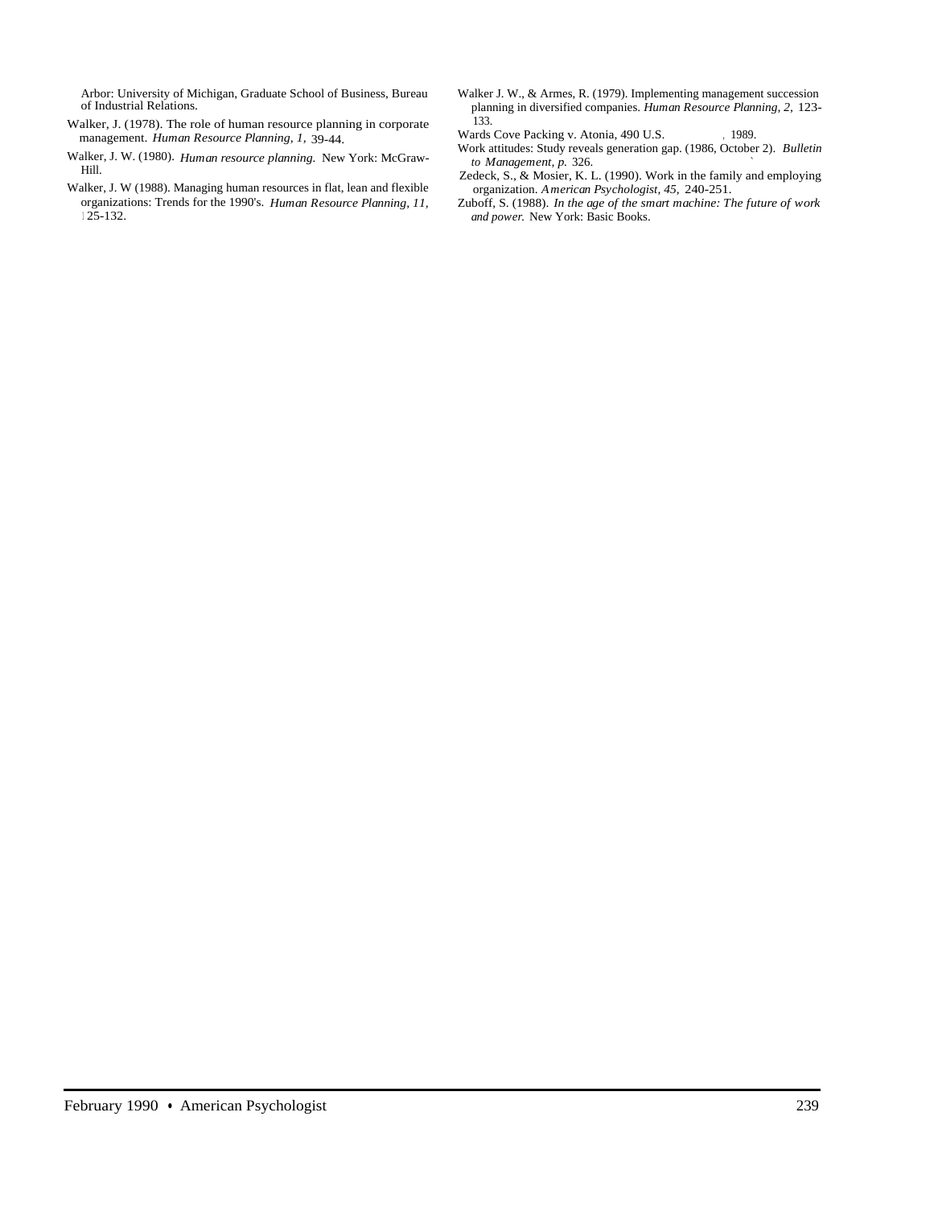Arbor: University of Michigan, Graduate School of Business, Bureau of Industrial Relations.

Walker, J. (1978). The role of human resource planning in corporate management. *Human Resource Planning, 1,* 39-44.

Walker, J. W. (1980). *Human resource planning.* New York: McGraw-Hill.

Walker, J. W (1988). Managing human resources in flat, lean and flexible organizations: Trends for the 1990's. *Human Resource Planning, 11,* 125-132.

Walker J. W., & Armes, R. (1979). Implementing management succession planning in diversified companies. *Human Resource Planning, 2,* 123-133.

Wards Cove Packing v. Atonia, 490 U.S. , 1989.

Work attitudes: Study reveals generation gap. (1986, October 2). *Bulletin to Management, p.* 326.

Zedeck, S., & Mosier, K. L. (1990). Work in the family and employing organization. *American Psychologist, 45,* 240-251.

Zuboff, S. (1988). *In the age of the smart machine: The future of work and power.* New York: Basic Books.